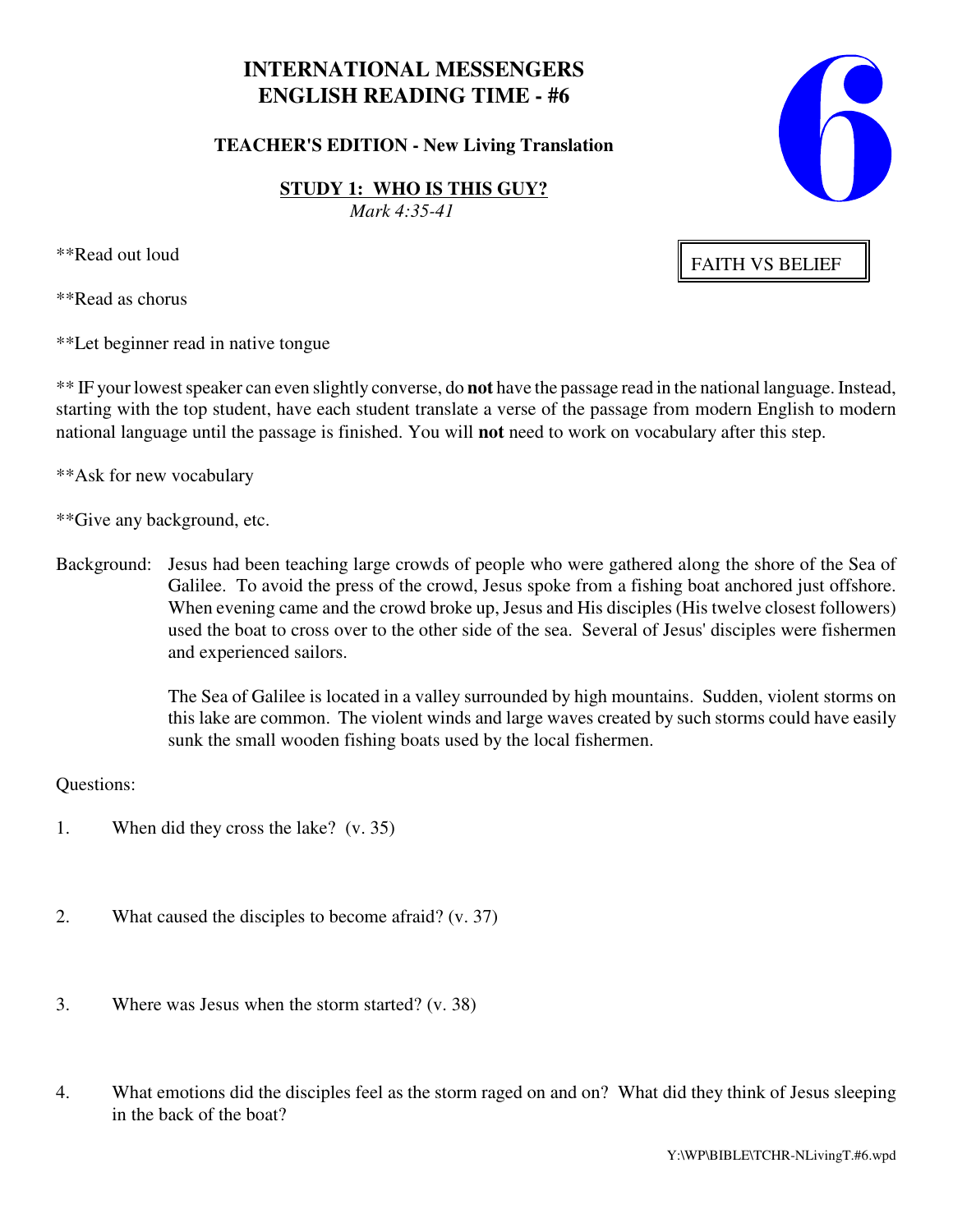# INTERNATIONAL MESSENGERS
# ENGLISH READING TIME - #6

**6**

### TEACHER'S EDITION - New Living Translation

## STUDY 1: WHO IS THIS GUY?

*Mark 4:35-41*

FAITH VS BELIEF

**Read out loud

**Read as chorus

**Let beginner read in native tongue

** IF your lowest speaker can even slightly converse, do **not** have the passage read in the national language. Instead, starting with the top student, have each student translate a verse of the passage from modern English to modern national language until the passage is finished. You will **not** need to work on vocabulary after this step.

**Ask for new vocabulary

**Give any background, etc.

Background: Jesus had been teaching large crowds of people who were gathered along the shore of the Sea of Galilee. To avoid the press of the crowd, Jesus spoke from a fishing boat anchored just offshore. When evening came and the crowd broke up, Jesus and His disciples (His twelve closest followers) used the boat to cross over to the other side of the sea. Several of Jesus' disciples were fishermen and experienced sailors.

The Sea of Galilee is located in a valley surrounded by high mountains. Sudden, violent storms on this lake are common. The violent winds and large waves created by such storms could have easily sunk the small wooden fishing boats used by the local fishermen.

Questions:

1. When did they cross the lake? (v. 35)

2. What caused the disciples to become afraid? (v. 37)

3. Where was Jesus when the storm started? (v. 38)

4. What emotions did the disciples feel as the storm raged on and on? What did they think of Jesus sleeping in the back of the boat?

Y:\WP\BIBLE\TCHR-NLivingT.#6.wpd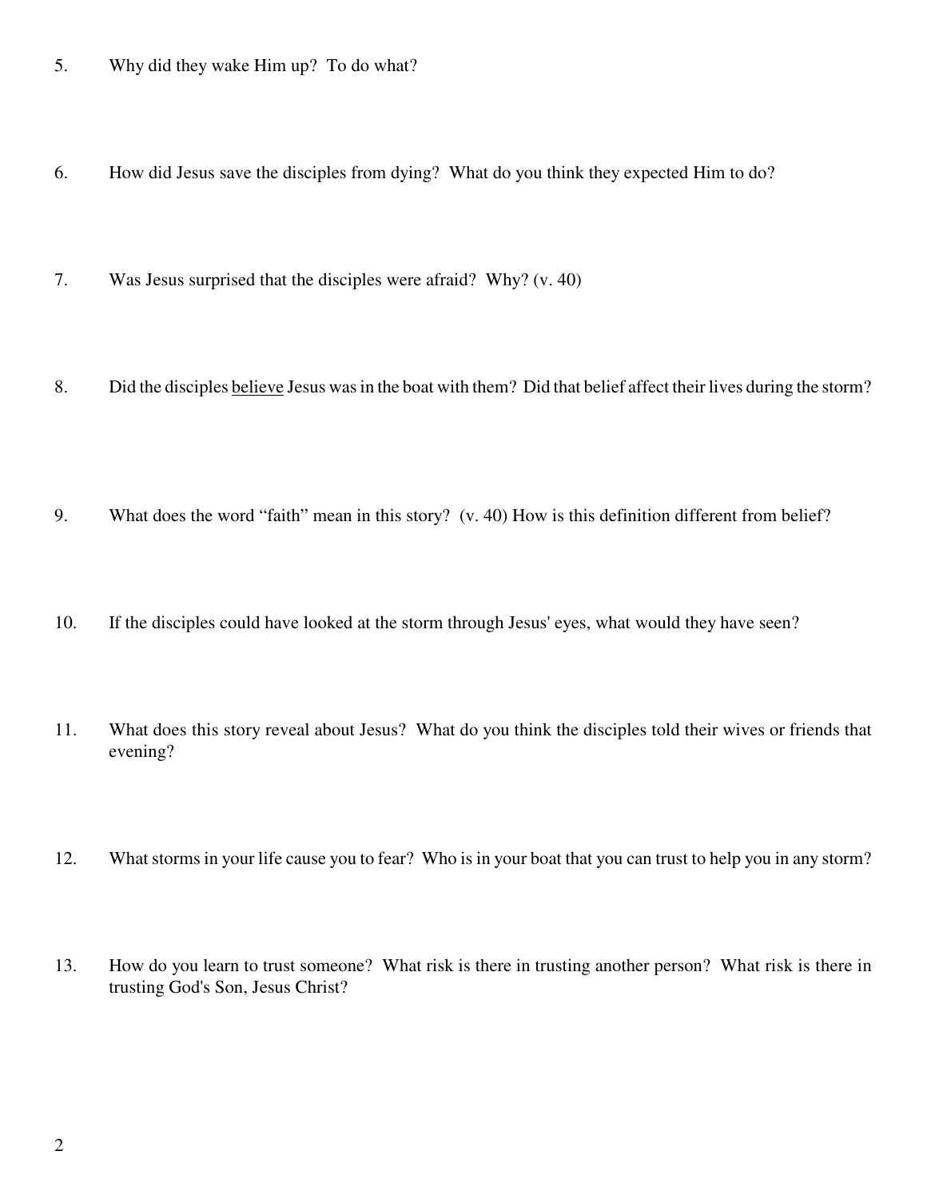5. Why did they wake Him up? To do what?

6. How did Jesus save the disciples from dying? What do you think they expected Him to do?

7. Was Jesus surprised that the disciples were afraid? Why? (v. 40)

8. Did the disciples <u>believe</u> Jesus was in the boat with them? Did that belief affect their lives during the storm?

9. What does the word "faith" mean in this story? (v. 40) How is this definition different from belief?

10. If the disciples could have looked at the storm through Jesus' eyes, what would they have seen?

11. What does this story reveal about Jesus? What do you think the disciples told their wives or friends that evening?

12. What storms in your life cause you to fear? Who is in your boat that you can trust to help you in any storm?

13. How do you learn to trust someone? What risk is there in trusting another person? What risk is there in trusting God's Son, Jesus Christ?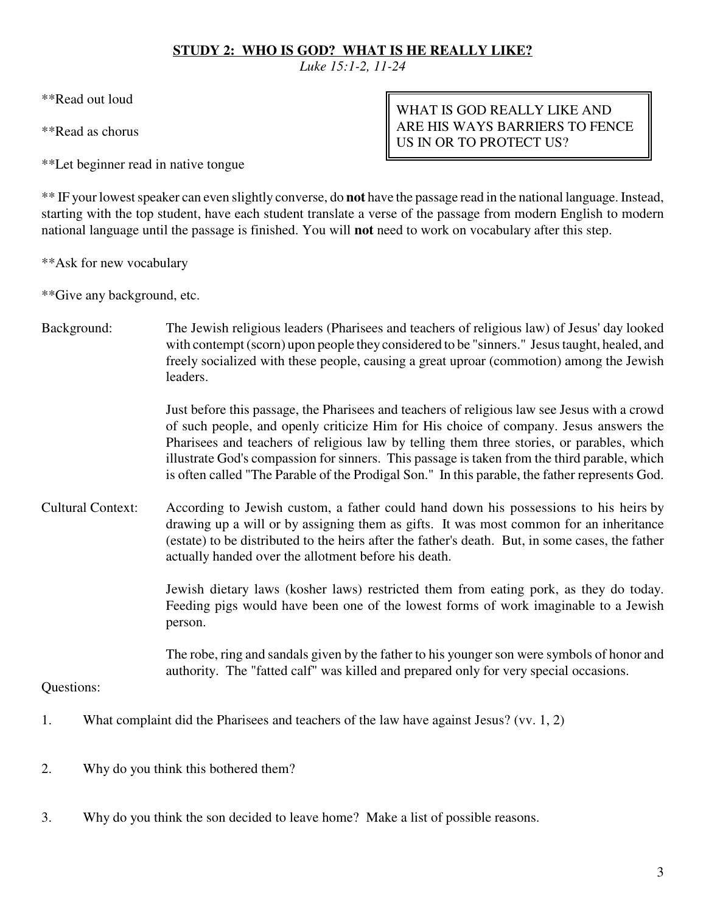## STUDY 2: WHO IS GOD? WHAT IS HE REALLY LIKE?

*Luke 15:1-2, 11-24*

> WHAT IS GOD REALLY LIKE AND ARE HIS WAYS BARRIERS TO FENCE US IN OR TO PROTECT US?

**Read out loud

**Read as chorus

**Let beginner read in native tongue

** IF your lowest speaker can even slightly converse, do **not** have the passage read in the national language. Instead, starting with the top student, have each student translate a verse of the passage from modern English to modern national language until the passage is finished. You will **not** need to work on vocabulary after this step.

**Ask for new vocabulary

**Give any background, etc.

Background: The Jewish religious leaders (Pharisees and teachers of religious law) of Jesus' day looked with contempt (scorn) upon people they considered to be "sinners." Jesus taught, healed, and freely socialized with these people, causing a great uproar (commotion) among the Jewish leaders.

Just before this passage, the Pharisees and teachers of religious law see Jesus with a crowd of such people, and openly criticize Him for His choice of company. Jesus answers the Pharisees and teachers of religious law by telling them three stories, or parables, which illustrate God's compassion for sinners. This passage is taken from the third parable, which is often called "The Parable of the Prodigal Son." In this parable, the father represents God.

Cultural Context: According to Jewish custom, a father could hand down his possessions to his heirs by drawing up a will or by assigning them as gifts. It was most common for an inheritance (estate) to be distributed to the heirs after the father's death. But, in some cases, the father actually handed over the allotment before his death.

Jewish dietary laws (kosher laws) restricted them from eating pork, as they do today. Feeding pigs would have been one of the lowest forms of work imaginable to a Jewish person.

The robe, ring and sandals given by the father to his younger son were symbols of honor and authority. The "fatted calf" was killed and prepared only for very special occasions.

Questions:

1. What complaint did the Pharisees and teachers of the law have against Jesus? (vv. 1, 2)

2. Why do you think this bothered them?

3. Why do you think the son decided to leave home? Make a list of possible reasons.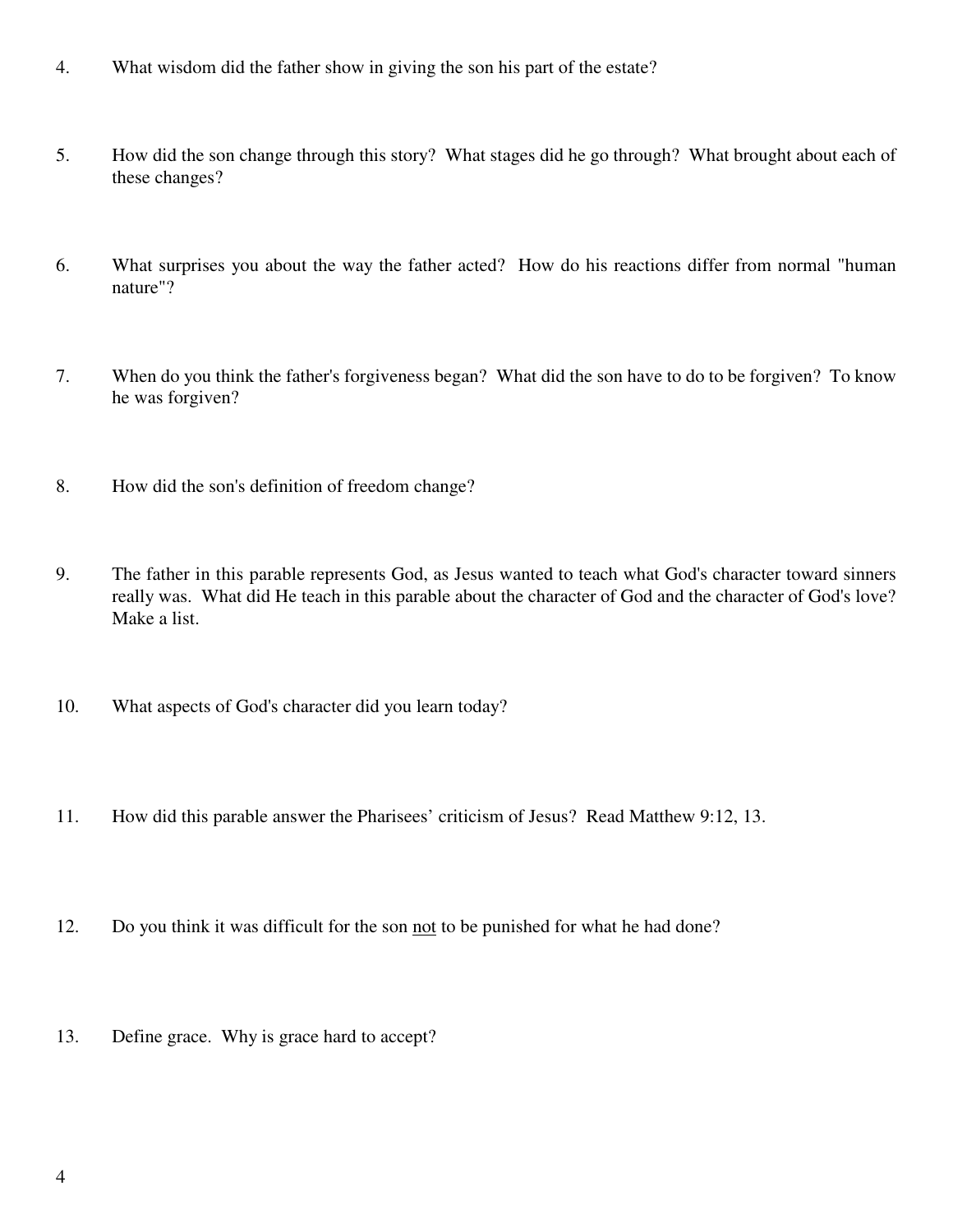4. What wisdom did the father show in giving the son his part of the estate?

5. How did the son change through this story? What stages did he go through? What brought about each of these changes?

6. What surprises you about the way the father acted? How do his reactions differ from normal "human nature"?

7. When do you think the father's forgiveness began? What did the son have to do to be forgiven? To know he was forgiven?

8. How did the son's definition of freedom change?

9. The father in this parable represents God, as Jesus wanted to teach what God's character toward sinners really was. What did He teach in this parable about the character of God and the character of God's love? Make a list.

10. What aspects of God's character did you learn today?

11. How did this parable answer the Pharisees' criticism of Jesus? Read Matthew 9:12, 13.

12. Do you think it was difficult for the son <u>not</u> to be punished for what he had done?

13. Define grace. Why is grace hard to accept?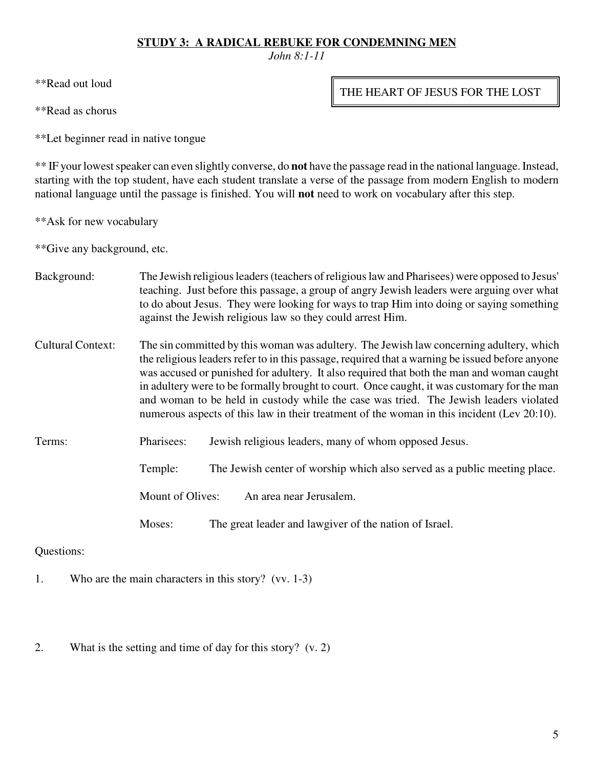## STUDY 3: A RADICAL REBUKE FOR CONDEMNING MEN

*John 8:1-11*

**THE HEART OF JESUS FOR THE LOST**

**Read out loud

**Read as chorus

**Let beginner read in native tongue

** IF your lowest speaker can even slightly converse, do **not** have the passage read in the national language. Instead, starting with the top student, have each student translate a verse of the passage from modern English to modern national language until the passage is finished. You will **not** need to work on vocabulary after this step.

**Ask for new vocabulary

**Give any background, etc.

Background: The Jewish religious leaders (teachers of religious law and Pharisees) were opposed to Jesus' teaching. Just before this passage, a group of angry Jewish leaders were arguing over what to do about Jesus. They were looking for ways to trap Him into doing or saying something against the Jewish religious law so they could arrest Him.

Cultural Context: The sin committed by this woman was adultery. The Jewish law concerning adultery, which the religious leaders refer to in this passage, required that a warning be issued before anyone was accused or punished for adultery. It also required that both the man and woman caught in adultery were to be formally brought to court. Once caught, it was customary for the man and woman to be held in custody while the case was tried. The Jewish leaders violated numerous aspects of this law in their treatment of the woman in this incident (Lev 20:10).

Terms:

- Pharisees: Jewish religious leaders, many of whom opposed Jesus.
- Temple: The Jewish center of worship which also served as a public meeting place.
- Mount of Olives: An area near Jerusalem.
- Moses: The great leader and lawgiver of the nation of Israel.

Questions:

1. Who are the main characters in this story? (vv. 1-3)

2. What is the setting and time of day for this story? (v. 2)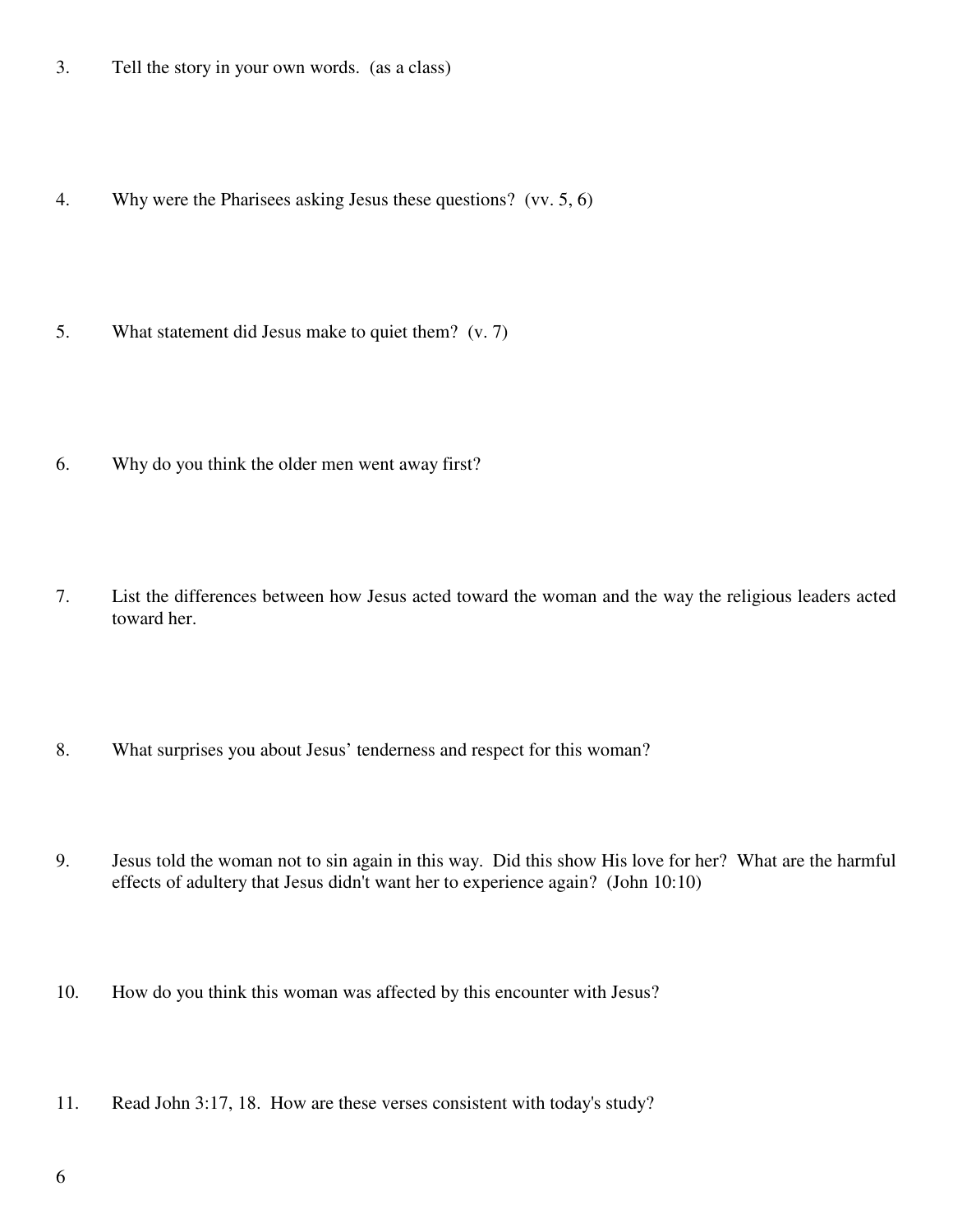3. Tell the story in your own words. (as a class)

4. Why were the Pharisees asking Jesus these questions? (vv. 5, 6)

5. What statement did Jesus make to quiet them? (v. 7)

6. Why do you think the older men went away first?

7. List the differences between how Jesus acted toward the woman and the way the religious leaders acted toward her.

8. What surprises you about Jesus' tenderness and respect for this woman?

9. Jesus told the woman not to sin again in this way. Did this show His love for her? What are the harmful effects of adultery that Jesus didn't want her to experience again? (John 10:10)

10. How do you think this woman was affected by this encounter with Jesus?

11. Read John 3:17, 18. How are these verses consistent with today's study?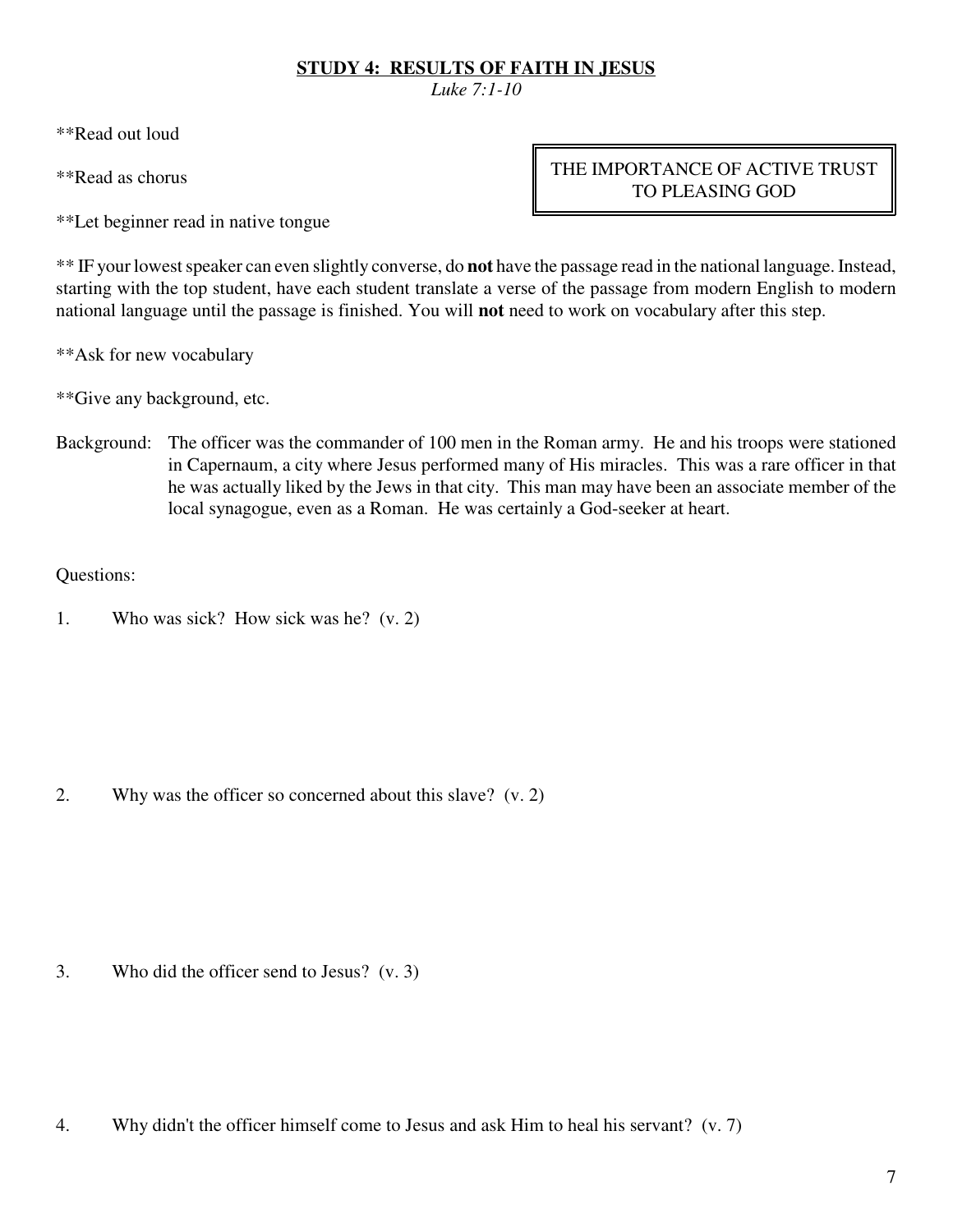## STUDY 4: RESULTS OF FAITH IN JESUS

*Luke 7:1-10*

> THE IMPORTANCE OF ACTIVE TRUST TO PLEASING GOD

**Read out loud

**Read as chorus

**Let beginner read in native tongue

** IF your lowest speaker can even slightly converse, do **not** have the passage read in the national language. Instead, starting with the top student, have each student translate a verse of the passage from modern English to modern national language until the passage is finished. You will **not** need to work on vocabulary after this step.

**Ask for new vocabulary

**Give any background, etc.

Background: The officer was the commander of 100 men in the Roman army. He and his troops were stationed in Capernaum, a city where Jesus performed many of His miracles. This was a rare officer in that he was actually liked by the Jews in that city. This man may have been an associate member of the local synagogue, even as a Roman. He was certainly a God-seeker at heart.

Questions:

1. Who was sick? How sick was he? (v. 2)

2. Why was the officer so concerned about this slave? (v. 2)

3. Who did the officer send to Jesus? (v. 3)

4. Why didn't the officer himself come to Jesus and ask Him to heal his servant? (v. 7)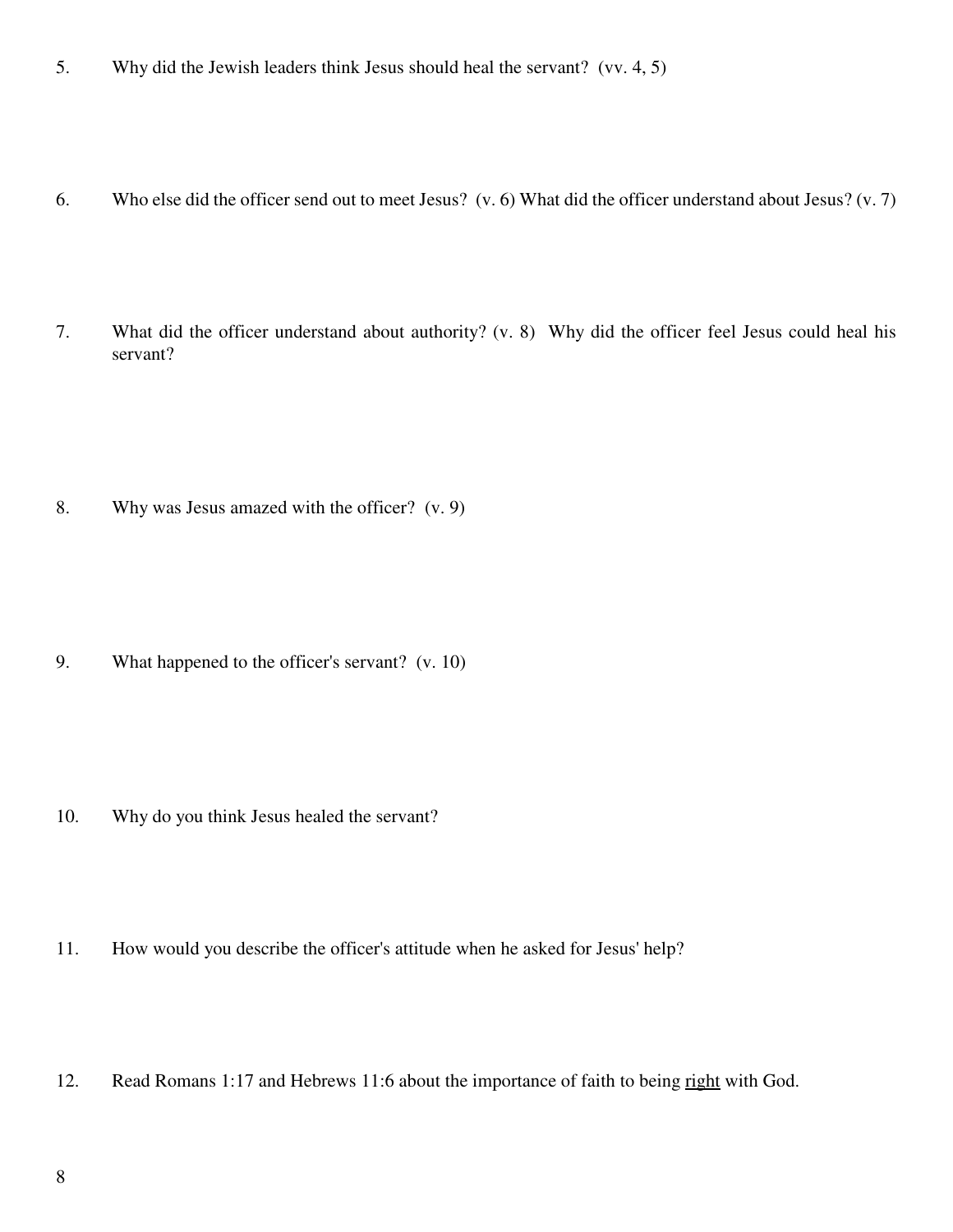5. Why did the Jewish leaders think Jesus should heal the servant? (vv. 4, 5)

6. Who else did the officer send out to meet Jesus? (v. 6) What did the officer understand about Jesus? (v. 7)

7. What did the officer understand about authority? (v. 8) Why did the officer feel Jesus could heal his servant?

8. Why was Jesus amazed with the officer? (v. 9)

9. What happened to the officer's servant? (v. 10)

10. Why do you think Jesus healed the servant?

11. How would you describe the officer's attitude when he asked for Jesus' help?

12. Read Romans 1:17 and Hebrews 11:6 about the importance of faith to being <u>right</u> with God.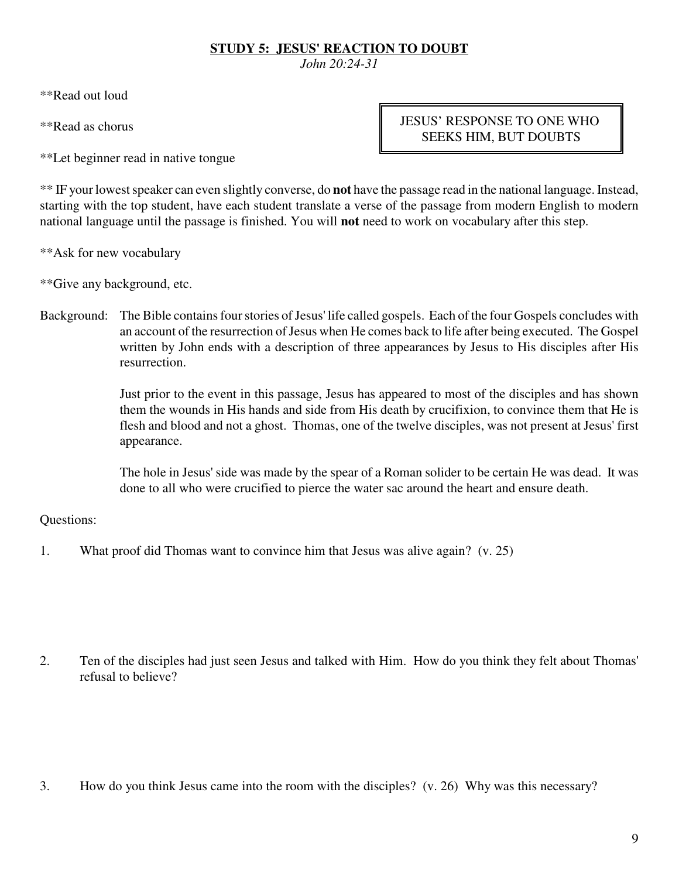## STUDY 5: JESUS' REACTION TO DOUBT

*John 20:24-31*

**Read out loud

**Read as chorus

| JESUS' RESPONSE TO ONE WHO SEEKS HIM, BUT DOUBTS |
|---|

**Let beginner read in native tongue

** IF your lowest speaker can even slightly converse, do **not** have the passage read in the national language. Instead, starting with the top student, have each student translate a verse of the passage from modern English to modern national language until the passage is finished. You will **not** need to work on vocabulary after this step.

**Ask for new vocabulary

**Give any background, etc.

Background: The Bible contains four stories of Jesus' life called gospels. Each of the four Gospels concludes with an account of the resurrection of Jesus when He comes back to life after being executed. The Gospel written by John ends with a description of three appearances by Jesus to His disciples after His resurrection.

Just prior to the event in this passage, Jesus has appeared to most of the disciples and has shown them the wounds in His hands and side from His death by crucifixion, to convince them that He is flesh and blood and not a ghost. Thomas, one of the twelve disciples, was not present at Jesus' first appearance.

The hole in Jesus' side was made by the spear of a Roman solider to be certain He was dead. It was done to all who were crucified to pierce the water sac around the heart and ensure death.

Questions:

1. What proof did Thomas want to convince him that Jesus was alive again? (v. 25)

2. Ten of the disciples had just seen Jesus and talked with Him. How do you think they felt about Thomas' refusal to believe?

3. How do you think Jesus came into the room with the disciples? (v. 26) Why was this necessary?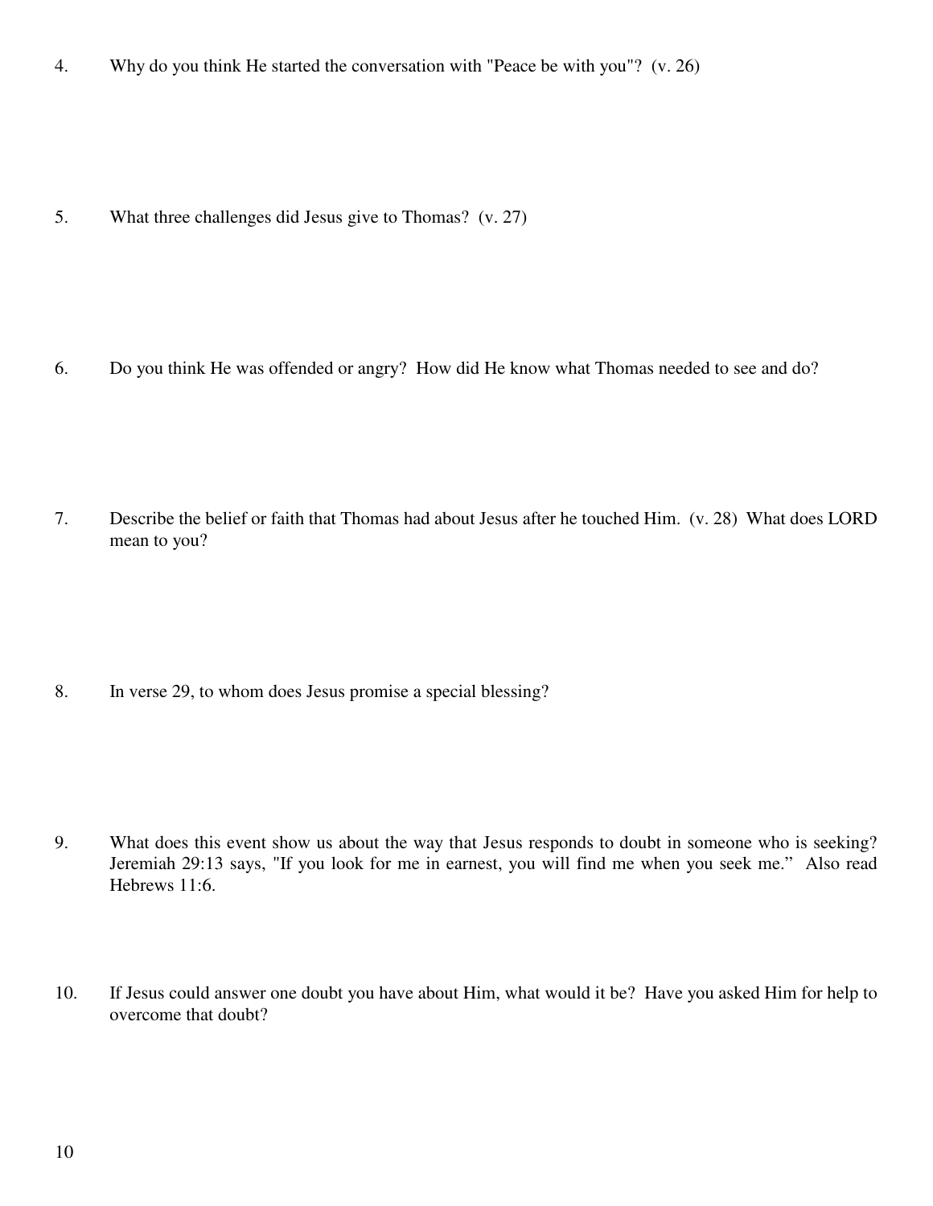4. Why do you think He started the conversation with "Peace be with you"? (v. 26)

5. What three challenges did Jesus give to Thomas? (v. 27)

6. Do you think He was offended or angry? How did He know what Thomas needed to see and do?

7. Describe the belief or faith that Thomas had about Jesus after he touched Him. (v. 28) What does LORD mean to you?

8. In verse 29, to whom does Jesus promise a special blessing?

9. What does this event show us about the way that Jesus responds to doubt in someone who is seeking? Jeremiah 29:13 says, "If you look for me in earnest, you will find me when you seek me." Also read Hebrews 11:6.

10. If Jesus could answer one doubt you have about Him, what would it be? Have you asked Him for help to overcome that doubt?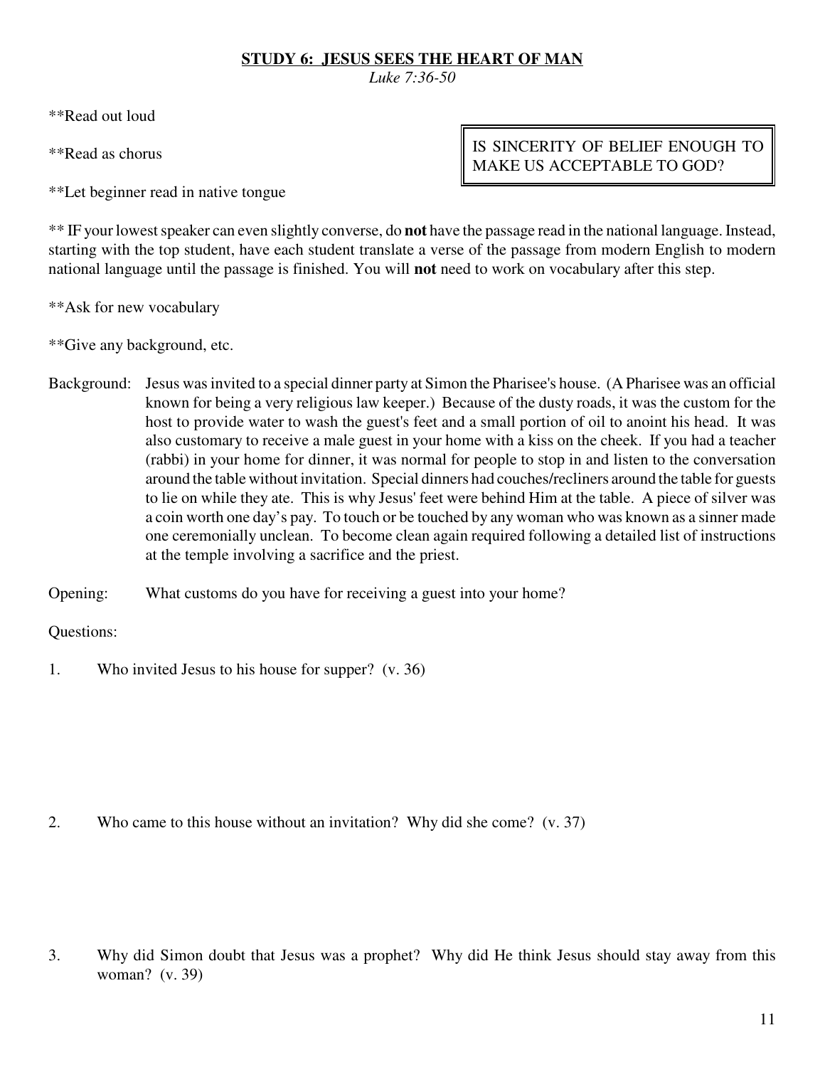## STUDY 6: JESUS SEES THE HEART OF MAN

*Luke 7:36-50*

**Read out loud

**Read as chorus

> IS SINCERITY OF BELIEF ENOUGH TO MAKE US ACCEPTABLE TO GOD?

**Let beginner read in native tongue

** IF your lowest speaker can even slightly converse, do **not** have the passage read in the national language. Instead, starting with the top student, have each student translate a verse of the passage from modern English to modern national language until the passage is finished. You will **not** need to work on vocabulary after this step.

**Ask for new vocabulary

**Give any background, etc.

Background: Jesus was invited to a special dinner party at Simon the Pharisee's house. (A Pharisee was an official known for being a very religious law keeper.) Because of the dusty roads, it was the custom for the host to provide water to wash the guest's feet and a small portion of oil to anoint his head. It was also customary to receive a male guest in your home with a kiss on the cheek. If you had a teacher (rabbi) in your home for dinner, it was normal for people to stop in and listen to the conversation around the table without invitation. Special dinners had couches/recliners around the table for guests to lie on while they ate. This is why Jesus' feet were behind Him at the table. A piece of silver was a coin worth one day's pay. To touch or be touched by any woman who was known as a sinner made one ceremonially unclean. To become clean again required following a detailed list of instructions at the temple involving a sacrifice and the priest.

Opening: What customs do you have for receiving a guest into your home?

Questions:

1. Who invited Jesus to his house for supper? (v. 36)

2. Who came to this house without an invitation? Why did she come? (v. 37)

3. Why did Simon doubt that Jesus was a prophet? Why did He think Jesus should stay away from this woman? (v. 39)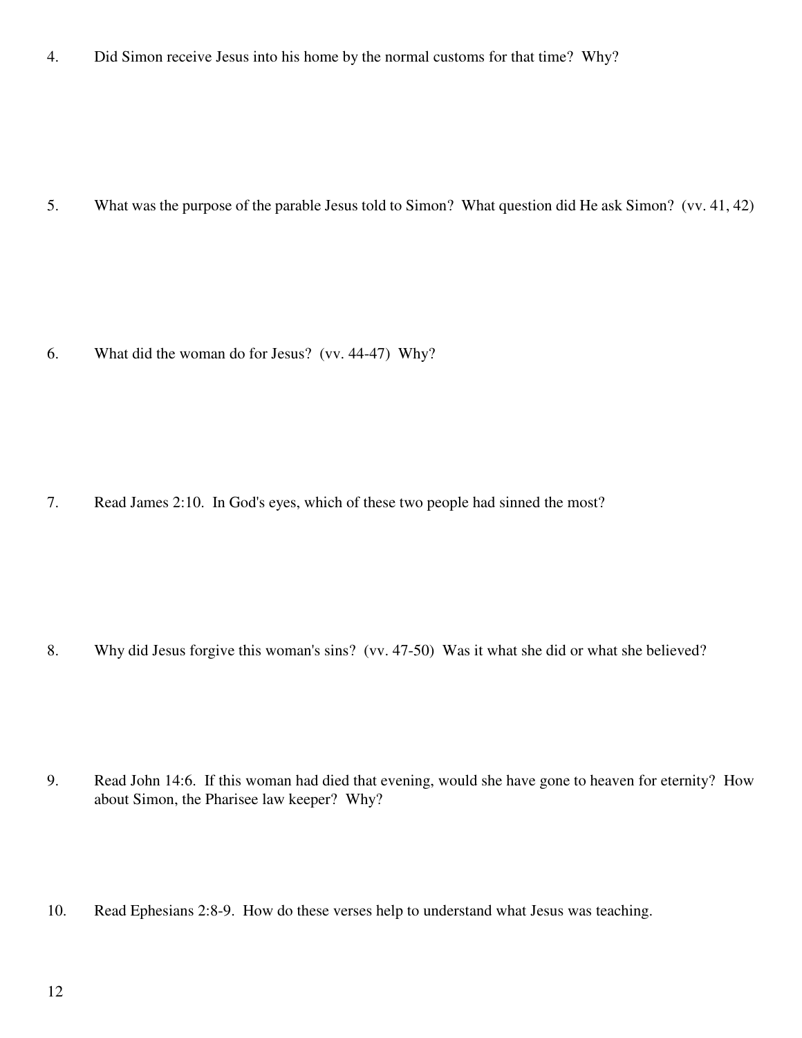4. Did Simon receive Jesus into his home by the normal customs for that time? Why?

5. What was the purpose of the parable Jesus told to Simon? What question did He ask Simon? (vv. 41, 42)

6. What did the woman do for Jesus? (vv. 44-47) Why?

7. Read James 2:10. In God's eyes, which of these two people had sinned the most?

8. Why did Jesus forgive this woman's sins? (vv. 47-50) Was it what she did or what she believed?

9. Read John 14:6. If this woman had died that evening, would she have gone to heaven for eternity? How about Simon, the Pharisee law keeper? Why?

10. Read Ephesians 2:8-9. How do these verses help to understand what Jesus was teaching.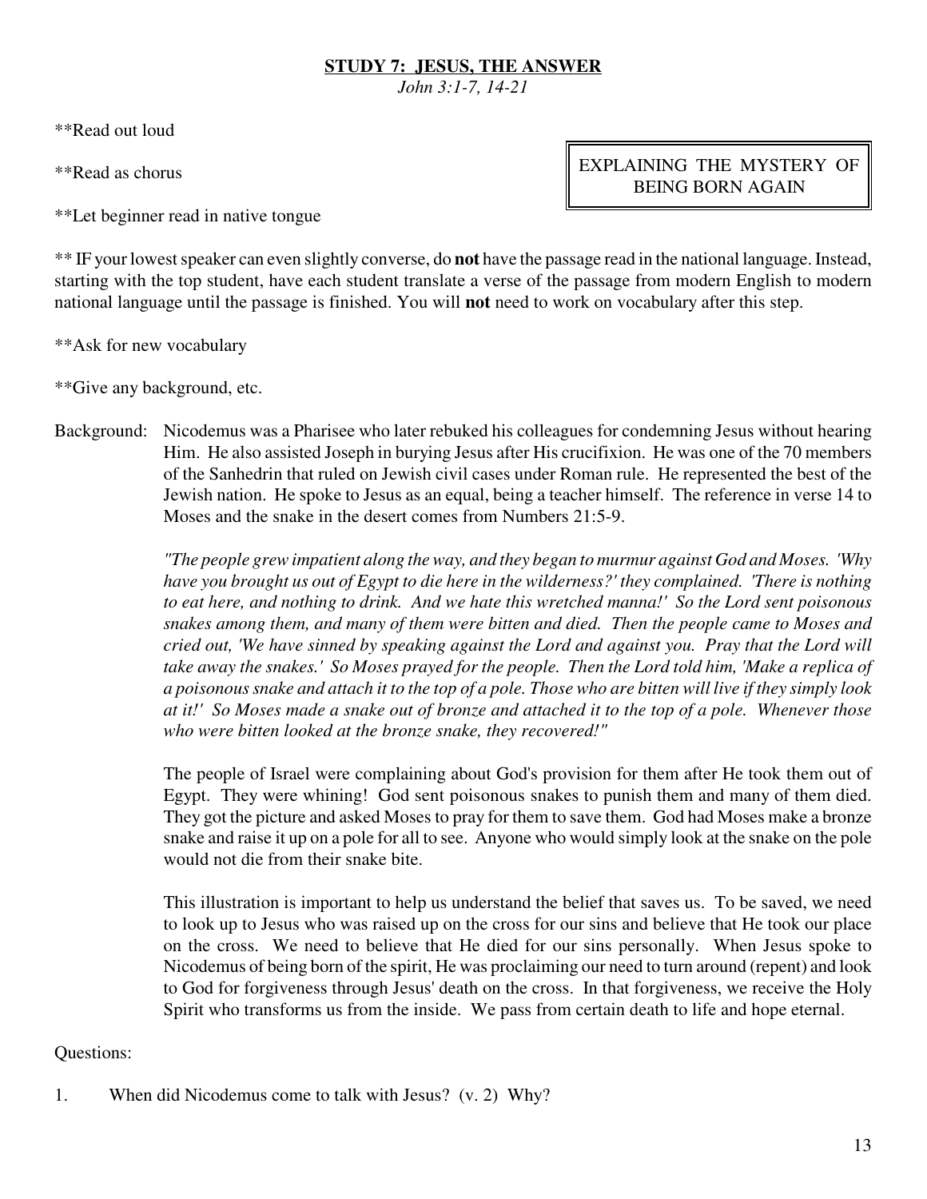## STUDY 7: JESUS, THE ANSWER

*John 3:1-7, 14-21*

**Read out loud

**Read as chorus

EXPLAINING THE MYSTERY OF BEING BORN AGAIN

**Let beginner read in native tongue

** IF your lowest speaker can even slightly converse, do **not** have the passage read in the national language. Instead, starting with the top student, have each student translate a verse of the passage from modern English to modern national language until the passage is finished. You will **not** need to work on vocabulary after this step.

**Ask for new vocabulary

**Give any background, etc.

Background: Nicodemus was a Pharisee who later rebuked his colleagues for condemning Jesus without hearing Him. He also assisted Joseph in burying Jesus after His crucifixion. He was one of the 70 members of the Sanhedrin that ruled on Jewish civil cases under Roman rule. He represented the best of the Jewish nation. He spoke to Jesus as an equal, being a teacher himself. The reference in verse 14 to Moses and the snake in the desert comes from Numbers 21:5-9.

*"The people grew impatient along the way, and they began to murmur against God and Moses. 'Why have you brought us out of Egypt to die here in the wilderness?' they complained. 'There is nothing to eat here, and nothing to drink. And we hate this wretched manna!' So the Lord sent poisonous snakes among them, and many of them were bitten and died. Then the people came to Moses and cried out, 'We have sinned by speaking against the Lord and against you. Pray that the Lord will take away the snakes.' So Moses prayed for the people. Then the Lord told him, 'Make a replica of a poisonous snake and attach it to the top of a pole. Those who are bitten will live if they simply look at it!' So Moses made a snake out of bronze and attached it to the top of a pole. Whenever those who were bitten looked at the bronze snake, they recovered!"*

The people of Israel were complaining about God's provision for them after He took them out of Egypt. They were whining! God sent poisonous snakes to punish them and many of them died. They got the picture and asked Moses to pray for them to save them. God had Moses make a bronze snake and raise it up on a pole for all to see. Anyone who would simply look at the snake on the pole would not die from their snake bite.

This illustration is important to help us understand the belief that saves us. To be saved, we need to look up to Jesus who was raised up on the cross for our sins and believe that He took our place on the cross. We need to believe that He died for our sins personally. When Jesus spoke to Nicodemus of being born of the spirit, He was proclaiming our need to turn around (repent) and look to God for forgiveness through Jesus' death on the cross. In that forgiveness, we receive the Holy Spirit who transforms us from the inside. We pass from certain death to life and hope eternal.

Questions:

1. When did Nicodemus come to talk with Jesus? (v. 2) Why?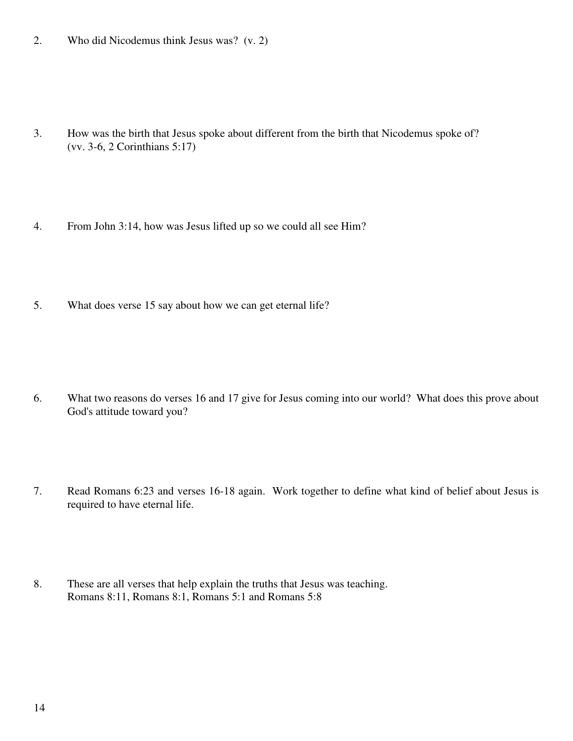2. Who did Nicodemus think Jesus was? (v. 2)

3. How was the birth that Jesus spoke about different from the birth that Nicodemus spoke of? (vv. 3-6, 2 Corinthians 5:17)

4. From John 3:14, how was Jesus lifted up so we could all see Him?

5. What does verse 15 say about how we can get eternal life?

6. What two reasons do verses 16 and 17 give for Jesus coming into our world? What does this prove about God's attitude toward you?

7. Read Romans 6:23 and verses 16-18 again. Work together to define what kind of belief about Jesus is required to have eternal life.

8. These are all verses that help explain the truths that Jesus was teaching.
Romans 8:11, Romans 8:1, Romans 5:1 and Romans 5:8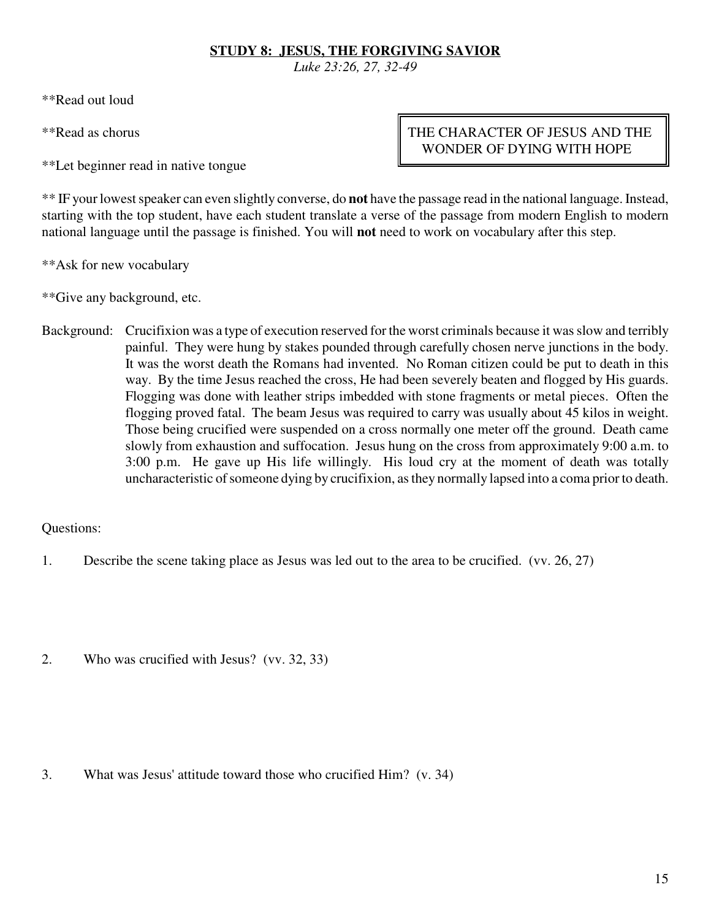## STUDY 8: JESUS, THE FORGIVING SAVIOR

*Luke 23:26, 27, 32-49*

**Read out loud

**Read as chorus

**Let beginner read in native tongue

> THE CHARACTER OF JESUS AND THE WONDER OF DYING WITH HOPE

** IF your lowest speaker can even slightly converse, do **not** have the passage read in the national language. Instead, starting with the top student, have each student translate a verse of the passage from modern English to modern national language until the passage is finished. You will **not** need to work on vocabulary after this step.

**Ask for new vocabulary

**Give any background, etc.

Background: Crucifixion was a type of execution reserved for the worst criminals because it was slow and terribly painful. They were hung by stakes pounded through carefully chosen nerve junctions in the body. It was the worst death the Romans had invented. No Roman citizen could be put to death in this way. By the time Jesus reached the cross, He had been severely beaten and flogged by His guards. Flogging was done with leather strips imbedded with stone fragments or metal pieces. Often the flogging proved fatal. The beam Jesus was required to carry was usually about 45 kilos in weight. Those being crucified were suspended on a cross normally one meter off the ground. Death came slowly from exhaustion and suffocation. Jesus hung on the cross from approximately 9:00 a.m. to 3:00 p.m. He gave up His life willingly. His loud cry at the moment of death was totally uncharacteristic of someone dying by crucifixion, as they normally lapsed into a coma prior to death.

Questions:

1. Describe the scene taking place as Jesus was led out to the area to be crucified. (vv. 26, 27)

2. Who was crucified with Jesus? (vv. 32, 33)

3. What was Jesus' attitude toward those who crucified Him? (v. 34)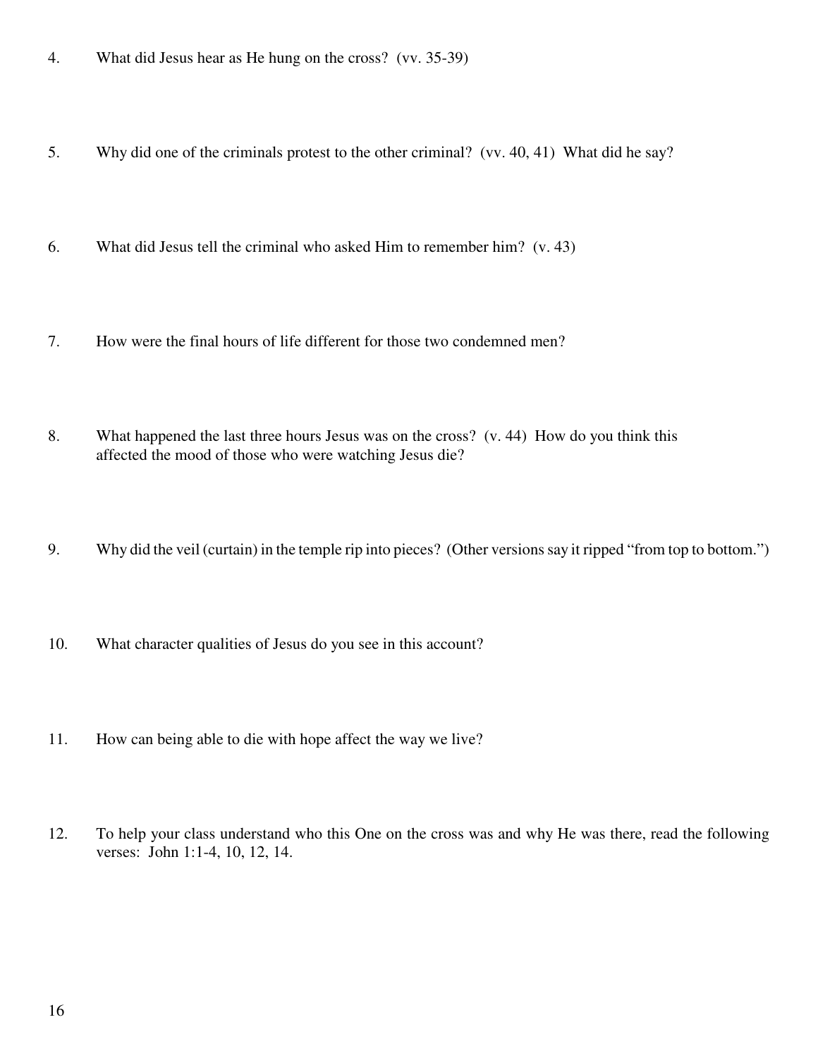4. What did Jesus hear as He hung on the cross? (vv. 35-39)

5. Why did one of the criminals protest to the other criminal? (vv. 40, 41) What did he say?

6. What did Jesus tell the criminal who asked Him to remember him? (v. 43)

7. How were the final hours of life different for those two condemned men?

8. What happened the last three hours Jesus was on the cross? (v. 44) How do you think this affected the mood of those who were watching Jesus die?

9. Why did the veil (curtain) in the temple rip into pieces? (Other versions say it ripped "from top to bottom.")

10. What character qualities of Jesus do you see in this account?

11. How can being able to die with hope affect the way we live?

12. To help your class understand who this One on the cross was and why He was there, read the following verses: John 1:1-4, 10, 12, 14.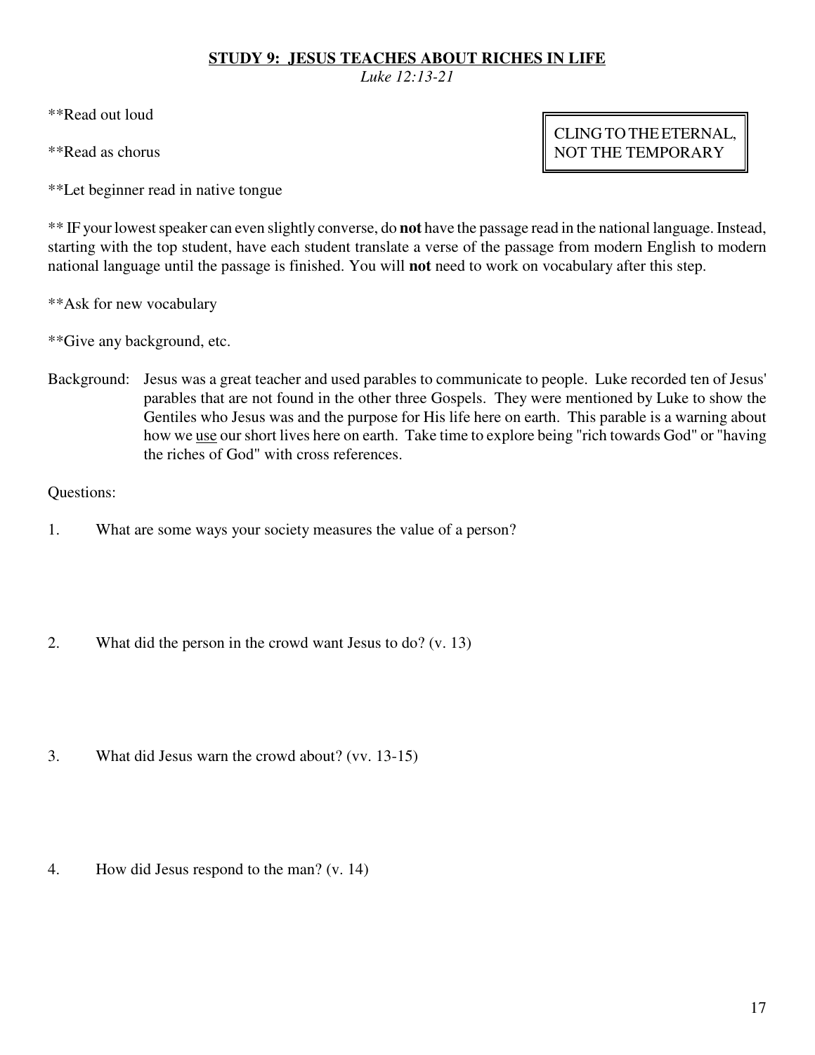## STUDY 9: JESUS TEACHES ABOUT RICHES IN LIFE

*Luke 12:13-21*

**CLING TO THE ETERNAL, NOT THE TEMPORARY**

**Read out loud

**Read as chorus

**Let beginner read in native tongue

** IF your lowest speaker can even slightly converse, do **not** have the passage read in the national language. Instead, starting with the top student, have each student translate a verse of the passage from modern English to modern national language until the passage is finished. You will **not** need to work on vocabulary after this step.

**Ask for new vocabulary

**Give any background, etc.

Background: Jesus was a great teacher and used parables to communicate to people. Luke recorded ten of Jesus' parables that are not found in the other three Gospels. They were mentioned by Luke to show the Gentiles who Jesus was and the purpose for His life here on earth. This parable is a warning about how we <u>use</u> our short lives here on earth. Take time to explore being "rich towards God" or "having the riches of God" with cross references.

Questions:

1. What are some ways your society measures the value of a person?

2. What did the person in the crowd want Jesus to do? (v. 13)

3. What did Jesus warn the crowd about? (vv. 13-15)

4. How did Jesus respond to the man? (v. 14)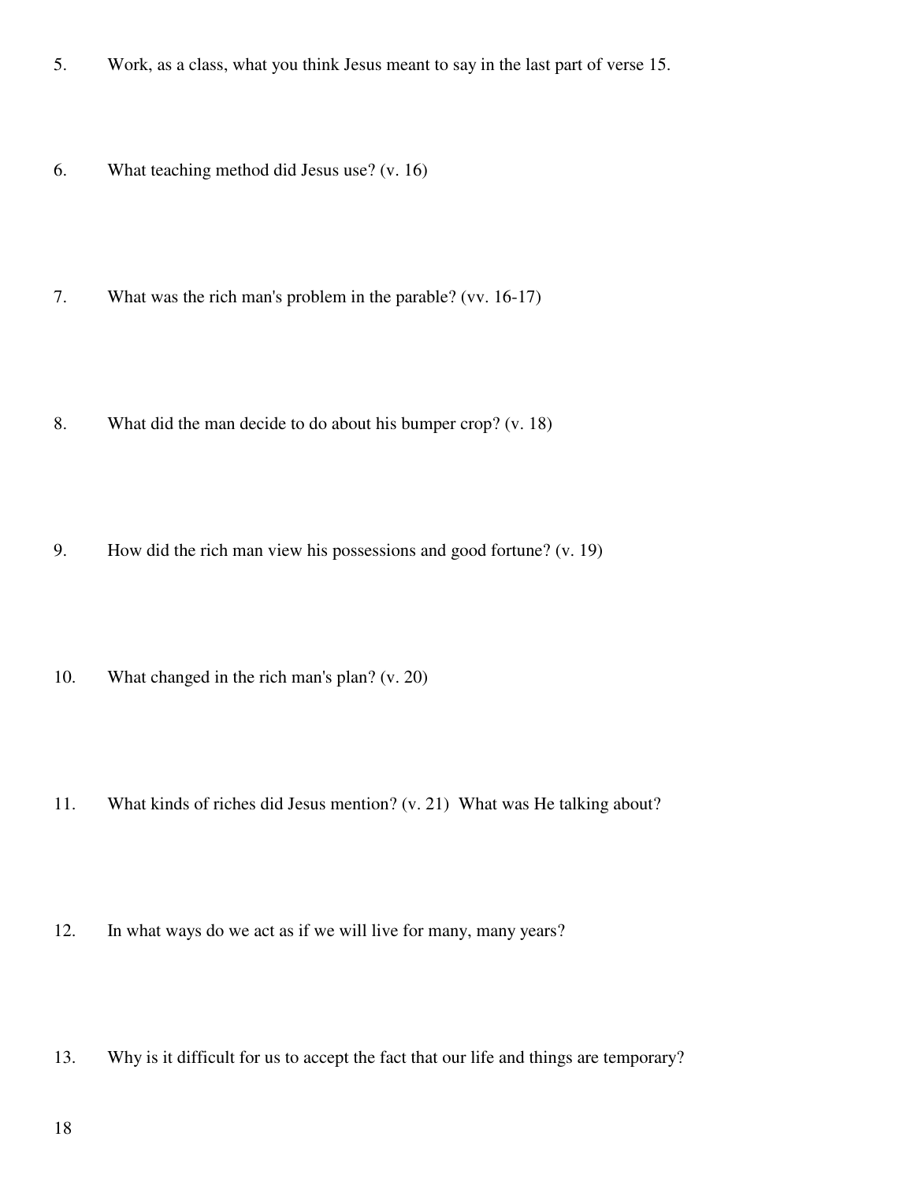5. Work, as a class, what you think Jesus meant to say in the last part of verse 15.

6. What teaching method did Jesus use? (v. 16)

7. What was the rich man's problem in the parable? (vv. 16-17)

8. What did the man decide to do about his bumper crop? (v. 18)

9. How did the rich man view his possessions and good fortune? (v. 19)

10. What changed in the rich man's plan? (v. 20)

11. What kinds of riches did Jesus mention? (v. 21) What was He talking about?

12. In what ways do we act as if we will live for many, many years?

13. Why is it difficult for us to accept the fact that our life and things are temporary?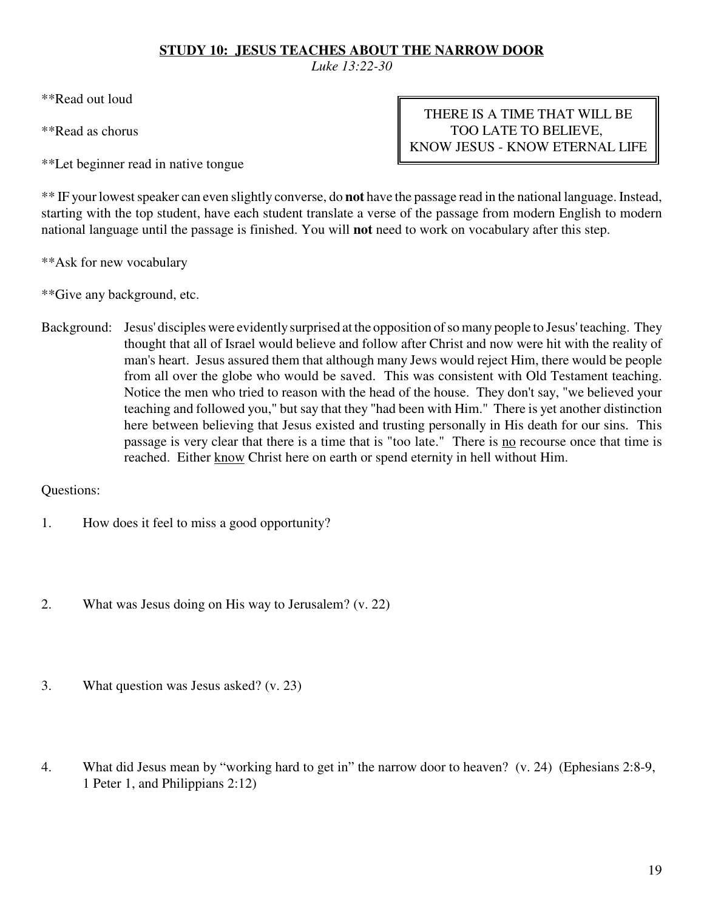## STUDY 10: JESUS TEACHES ABOUT THE NARROW DOOR

*Luke 13:22-30*

**Read out loud

**Read as chorus

**Let beginner read in native tongue

> THERE IS A TIME THAT WILL BE TOO LATE TO BELIEVE,
> KNOW JESUS - KNOW ETERNAL LIFE

** IF your lowest speaker can even slightly converse, do **not** have the passage read in the national language. Instead, starting with the top student, have each student translate a verse of the passage from modern English to modern national language until the passage is finished. You will **not** need to work on vocabulary after this step.

**Ask for new vocabulary

**Give any background, etc.

Background: Jesus' disciples were evidently surprised at the opposition of so many people to Jesus' teaching. They thought that all of Israel would believe and follow after Christ and now were hit with the reality of man's heart. Jesus assured them that although many Jews would reject Him, there would be people from all over the globe who would be saved. This was consistent with Old Testament teaching. Notice the men who tried to reason with the head of the house. They don't say, "we believed your teaching and followed you," but say that they "had been with Him." There is yet another distinction here between believing that Jesus existed and trusting personally in His death for our sins. This passage is very clear that there is a time that is "too late." There is <u>no</u> recourse once that time is reached. Either <u>know</u> Christ here on earth or spend eternity in hell without Him.

Questions:

1. How does it feel to miss a good opportunity?

2. What was Jesus doing on His way to Jerusalem? (v. 22)

3. What question was Jesus asked? (v. 23)

4. What did Jesus mean by "working hard to get in" the narrow door to heaven? (v. 24) (Ephesians 2:8-9, 1 Peter 1, and Philippians 2:12)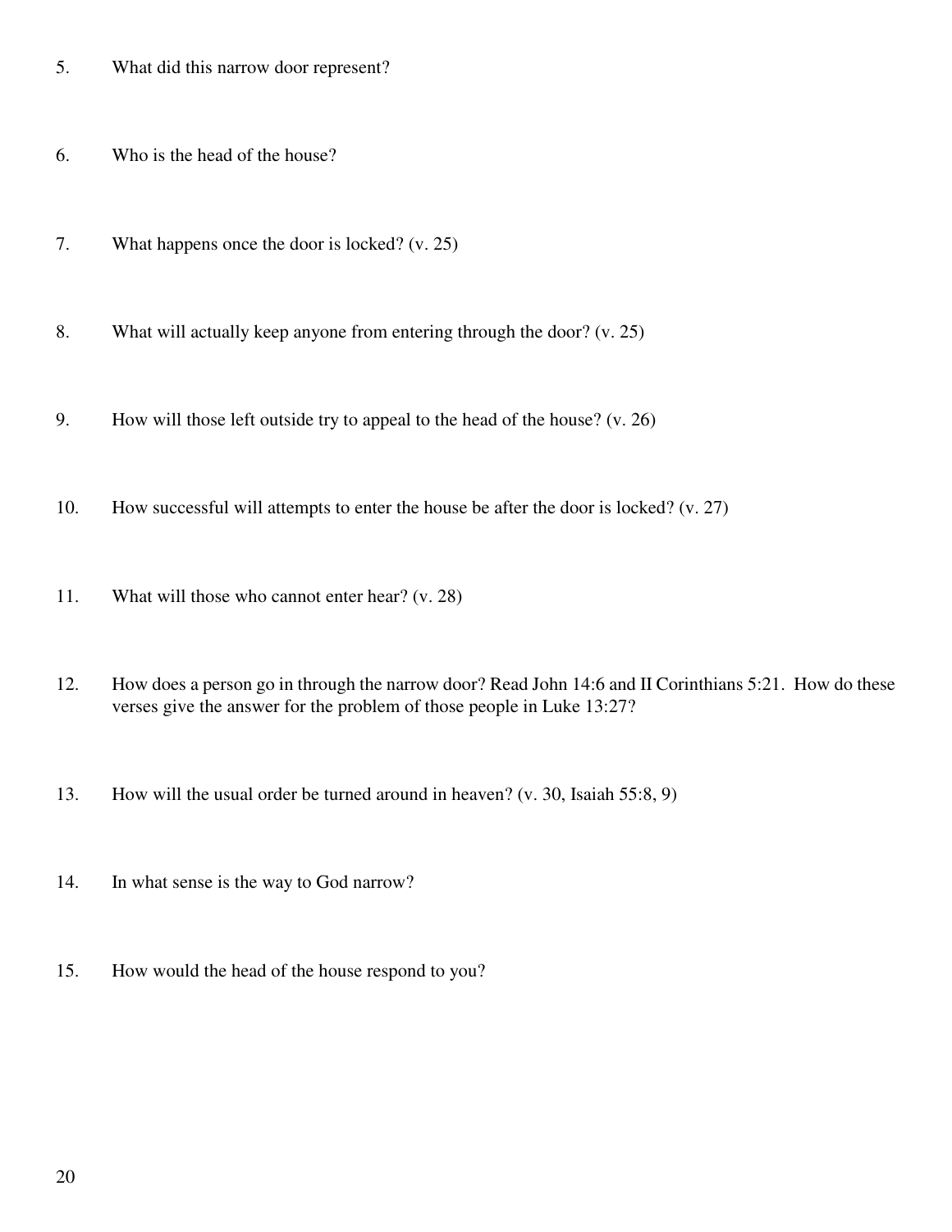5. What did this narrow door represent?

6. Who is the head of the house?

7. What happens once the door is locked? (v. 25)

8. What will actually keep anyone from entering through the door? (v. 25)

9. How will those left outside try to appeal to the head of the house? (v. 26)

10. How successful will attempts to enter the house be after the door is locked? (v. 27)

11. What will those who cannot enter hear? (v. 28)

12. How does a person go in through the narrow door? Read John 14:6 and II Corinthians 5:21. How do these verses give the answer for the problem of those people in Luke 13:27?

13. How will the usual order be turned around in heaven? (v. 30, Isaiah 55:8, 9)

14. In what sense is the way to God narrow?

15. How would the head of the house respond to you?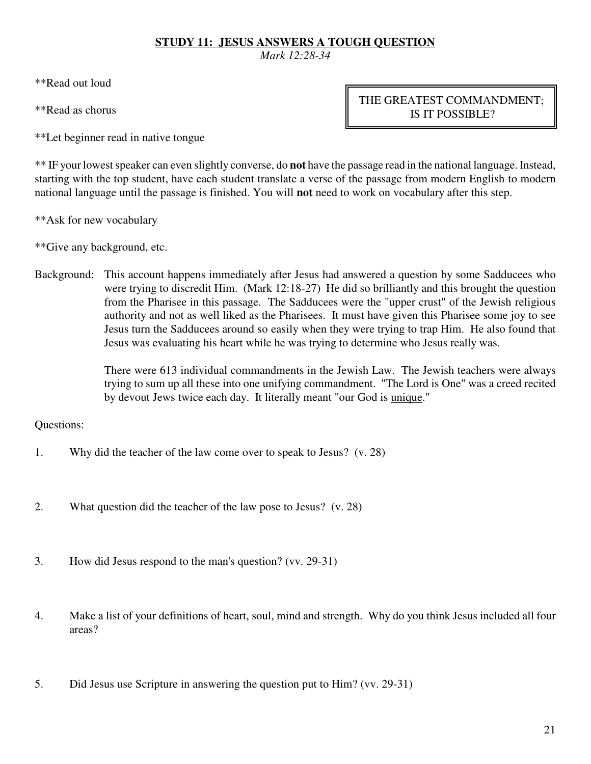## STUDY 11: JESUS ANSWERS A TOUGH QUESTION

*Mark 12:28-34*

**Read out loud

**Read as chorus

THE GREATEST COMMANDMENT; IS IT POSSIBLE?

**Let beginner read in native tongue

** IF your lowest speaker can even slightly converse, do **not** have the passage read in the national language. Instead, starting with the top student, have each student translate a verse of the passage from modern English to modern national language until the passage is finished. You will **not** need to work on vocabulary after this step.

**Ask for new vocabulary

**Give any background, etc.

Background: This account happens immediately after Jesus had answered a question by some Sadducees who were trying to discredit Him. (Mark 12:18-27) He did so brilliantly and this brought the question from the Pharisee in this passage. The Sadducees were the "upper crust" of the Jewish religious authority and not as well liked as the Pharisees. It must have given this Pharisee some joy to see Jesus turn the Sadducees around so easily when they were trying to trap Him. He also found that Jesus was evaluating his heart while he was trying to determine who Jesus really was.

There were 613 individual commandments in the Jewish Law. The Jewish teachers were always trying to sum up all these into one unifying commandment. "The Lord is One" was a creed recited by devout Jews twice each day. It literally meant "our God is <u>unique</u>."

Questions:

1. Why did the teacher of the law come over to speak to Jesus? (v. 28)

2. What question did the teacher of the law pose to Jesus? (v. 28)

3. How did Jesus respond to the man's question? (vv. 29-31)

4. Make a list of your definitions of heart, soul, mind and strength. Why do you think Jesus included all four areas?

5. Did Jesus use Scripture in answering the question put to Him? (vv. 29-31)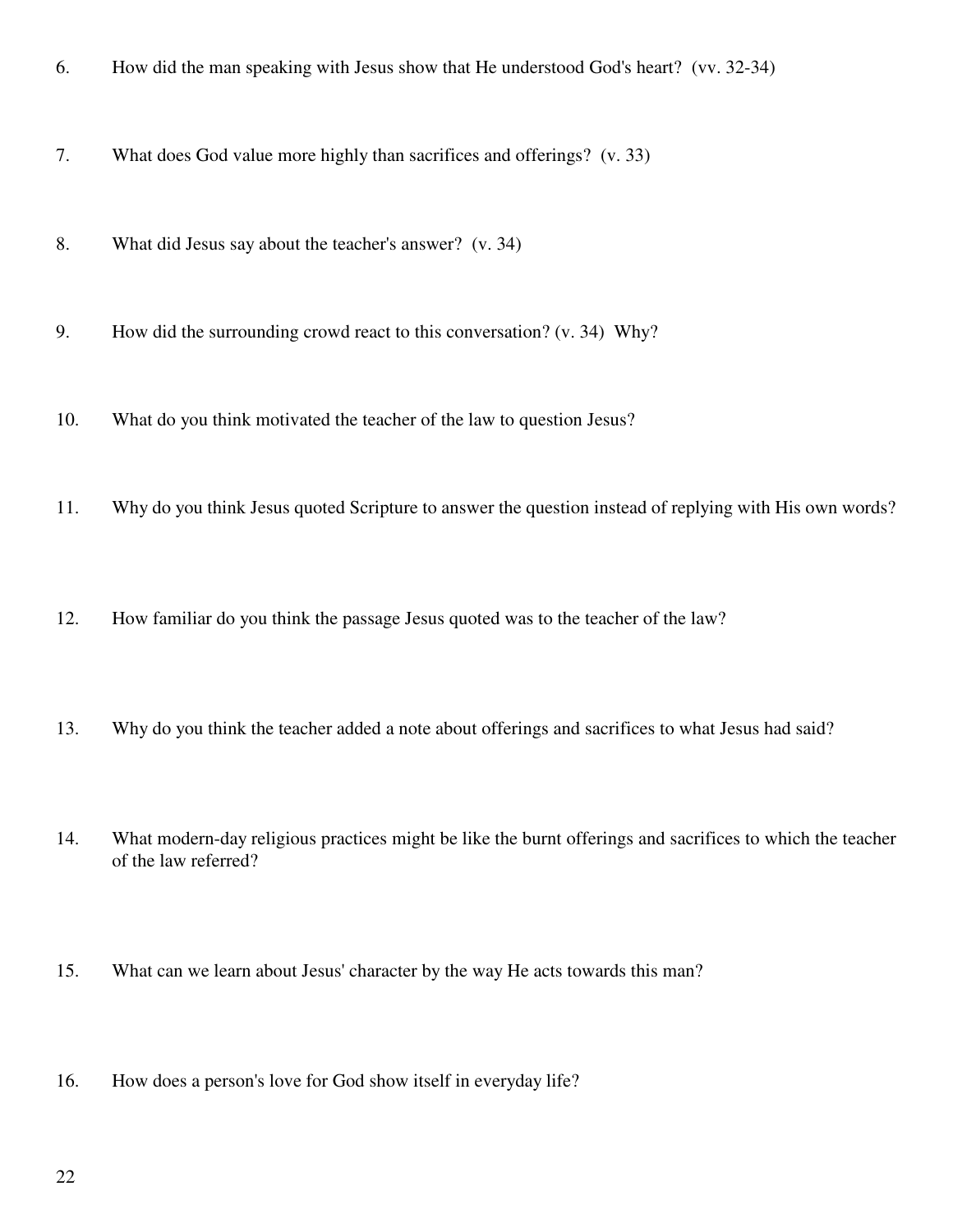6. How did the man speaking with Jesus show that He understood God's heart? (vv. 32-34)

7. What does God value more highly than sacrifices and offerings? (v. 33)

8. What did Jesus say about the teacher's answer? (v. 34)

9. How did the surrounding crowd react to this conversation? (v. 34) Why?

10. What do you think motivated the teacher of the law to question Jesus?

11. Why do you think Jesus quoted Scripture to answer the question instead of replying with His own words?

12. How familiar do you think the passage Jesus quoted was to the teacher of the law?

13. Why do you think the teacher added a note about offerings and sacrifices to what Jesus had said?

14. What modern-day religious practices might be like the burnt offerings and sacrifices to which the teacher of the law referred?

15. What can we learn about Jesus' character by the way He acts towards this man?

16. How does a person's love for God show itself in everyday life?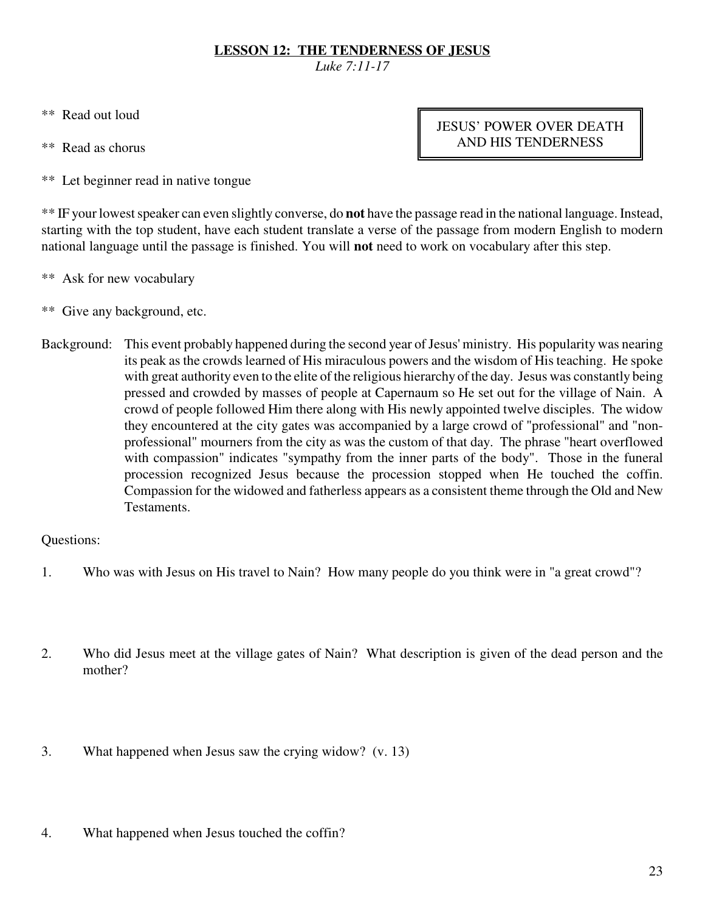## LESSON 12: THE TENDERNESS OF JESUS

*Luke 7:11-17*

**JESUS' POWER OVER DEATH AND HIS TENDERNESS**

** Read out loud

** Read as chorus

** Let beginner read in native tongue

** IF your lowest speaker can even slightly converse, do **not** have the passage read in the national language. Instead, starting with the top student, have each student translate a verse of the passage from modern English to modern national language until the passage is finished. You will **not** need to work on vocabulary after this step.

** Ask for new vocabulary

** Give any background, etc.

Background: This event probably happened during the second year of Jesus' ministry. His popularity was nearing its peak as the crowds learned of His miraculous powers and the wisdom of His teaching. He spoke with great authority even to the elite of the religious hierarchy of the day. Jesus was constantly being pressed and crowded by masses of people at Capernaum so He set out for the village of Nain. A crowd of people followed Him there along with His newly appointed twelve disciples. The widow they encountered at the city gates was accompanied by a large crowd of "professional" and "non-professional" mourners from the city as was the custom of that day. The phrase "heart overflowed with compassion" indicates "sympathy from the inner parts of the body". Those in the funeral procession recognized Jesus because the procession stopped when He touched the coffin. Compassion for the widowed and fatherless appears as a consistent theme through the Old and New Testaments.

Questions:

1. Who was with Jesus on His travel to Nain? How many people do you think were in "a great crowd"?

2. Who did Jesus meet at the village gates of Nain? What description is given of the dead person and the mother?

3. What happened when Jesus saw the crying widow? (v. 13)

4. What happened when Jesus touched the coffin?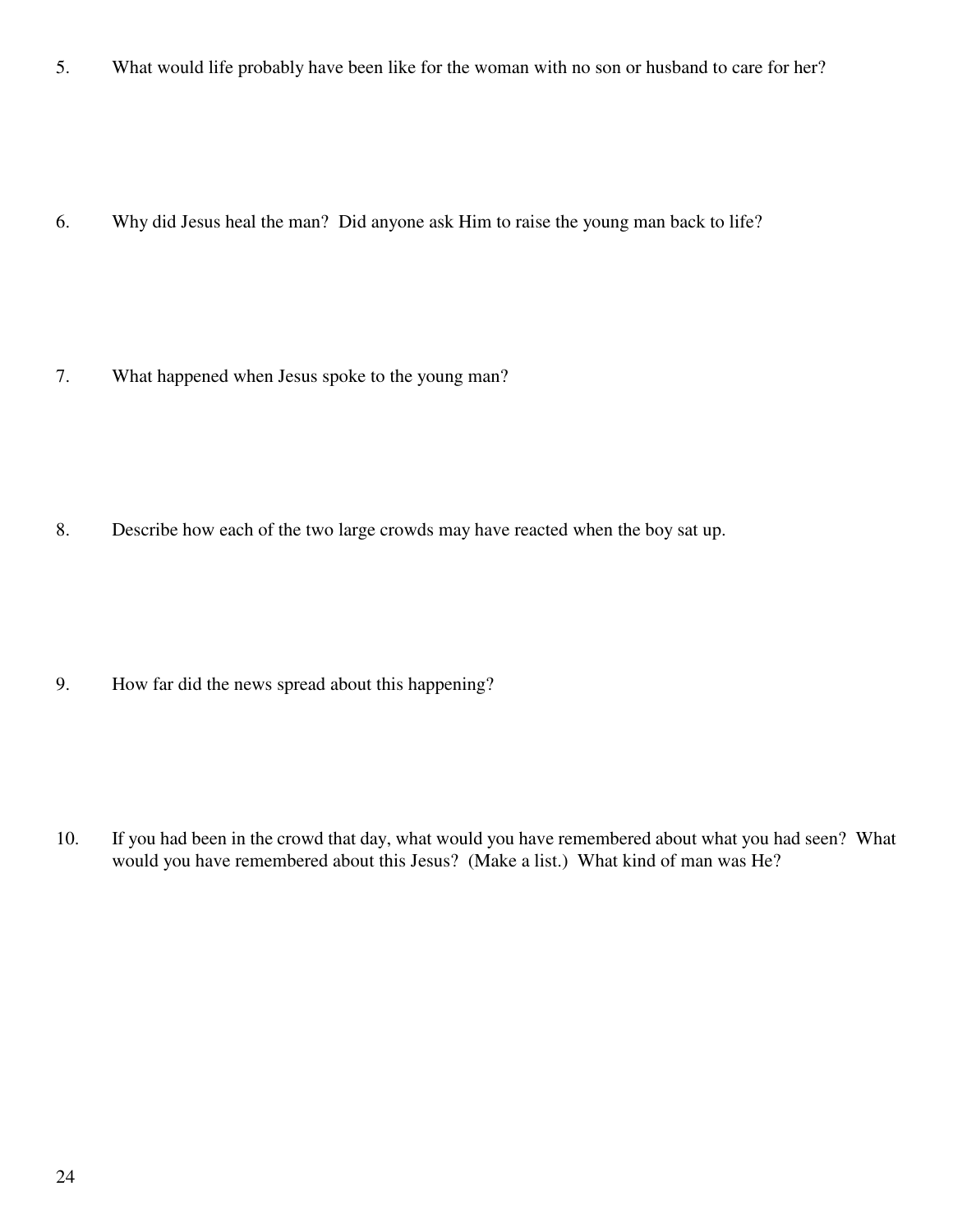5. What would life probably have been like for the woman with no son or husband to care for her?

6. Why did Jesus heal the man? Did anyone ask Him to raise the young man back to life?

7. What happened when Jesus spoke to the young man?

8. Describe how each of the two large crowds may have reacted when the boy sat up.

9. How far did the news spread about this happening?

10. If you had been in the crowd that day, what would you have remembered about what you had seen? What would you have remembered about this Jesus? (Make a list.) What kind of man was He?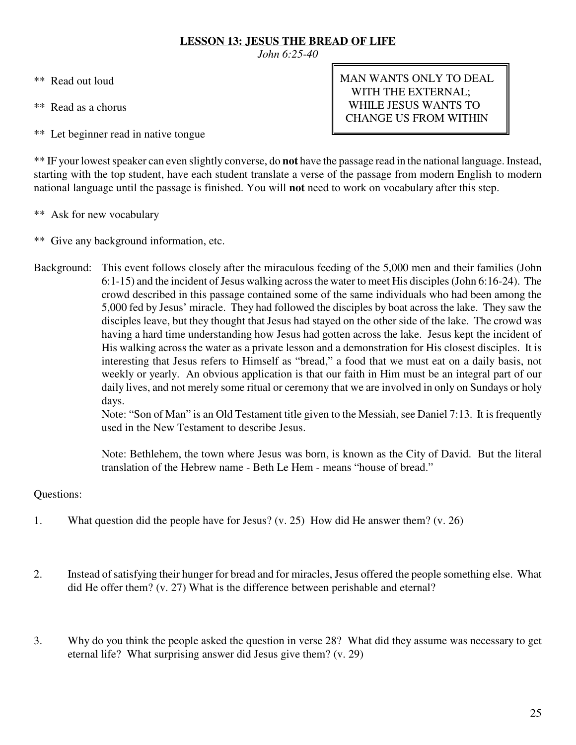## LESSON 13: JESUS THE BREAD OF LIFE

*John 6:25-40*

** Read out loud

** Read as a chorus

** Let beginner read in native tongue

> MAN WANTS ONLY TO DEAL WITH THE EXTERNAL; WHILE JESUS WANTS TO CHANGE US FROM WITHIN

** IF your lowest speaker can even slightly converse, do **not** have the passage read in the national language. Instead, starting with the top student, have each student translate a verse of the passage from modern English to modern national language until the passage is finished. You will **not** need to work on vocabulary after this step.

** Ask for new vocabulary

** Give any background information, etc.

Background: This event follows closely after the miraculous feeding of the 5,000 men and their families (John 6:1-15) and the incident of Jesus walking across the water to meet His disciples (John 6:16-24). The crowd described in this passage contained some of the same individuals who had been among the 5,000 fed by Jesus' miracle. They had followed the disciples by boat across the lake. They saw the disciples leave, but they thought that Jesus had stayed on the other side of the lake. The crowd was having a hard time understanding how Jesus had gotten across the lake. Jesus kept the incident of His walking across the water as a private lesson and a demonstration for His closest disciples. It is interesting that Jesus refers to Himself as "bread," a food that we must eat on a daily basis, not weekly or yearly. An obvious application is that our faith in Him must be an integral part of our daily lives, and not merely some ritual or ceremony that we are involved in only on Sundays or holy days.

Note: "Son of Man" is an Old Testament title given to the Messiah, see Daniel 7:13. It is frequently used in the New Testament to describe Jesus.

Note: Bethlehem, the town where Jesus was born, is known as the City of David. But the literal translation of the Hebrew name - Beth Le Hem - means "house of bread."

Questions:

1. What question did the people have for Jesus? (v. 25) How did He answer them? (v. 26)

2. Instead of satisfying their hunger for bread and for miracles, Jesus offered the people something else. What did He offer them? (v. 27) What is the difference between perishable and eternal?

3. Why do you think the people asked the question in verse 28? What did they assume was necessary to get eternal life? What surprising answer did Jesus give them? (v. 29)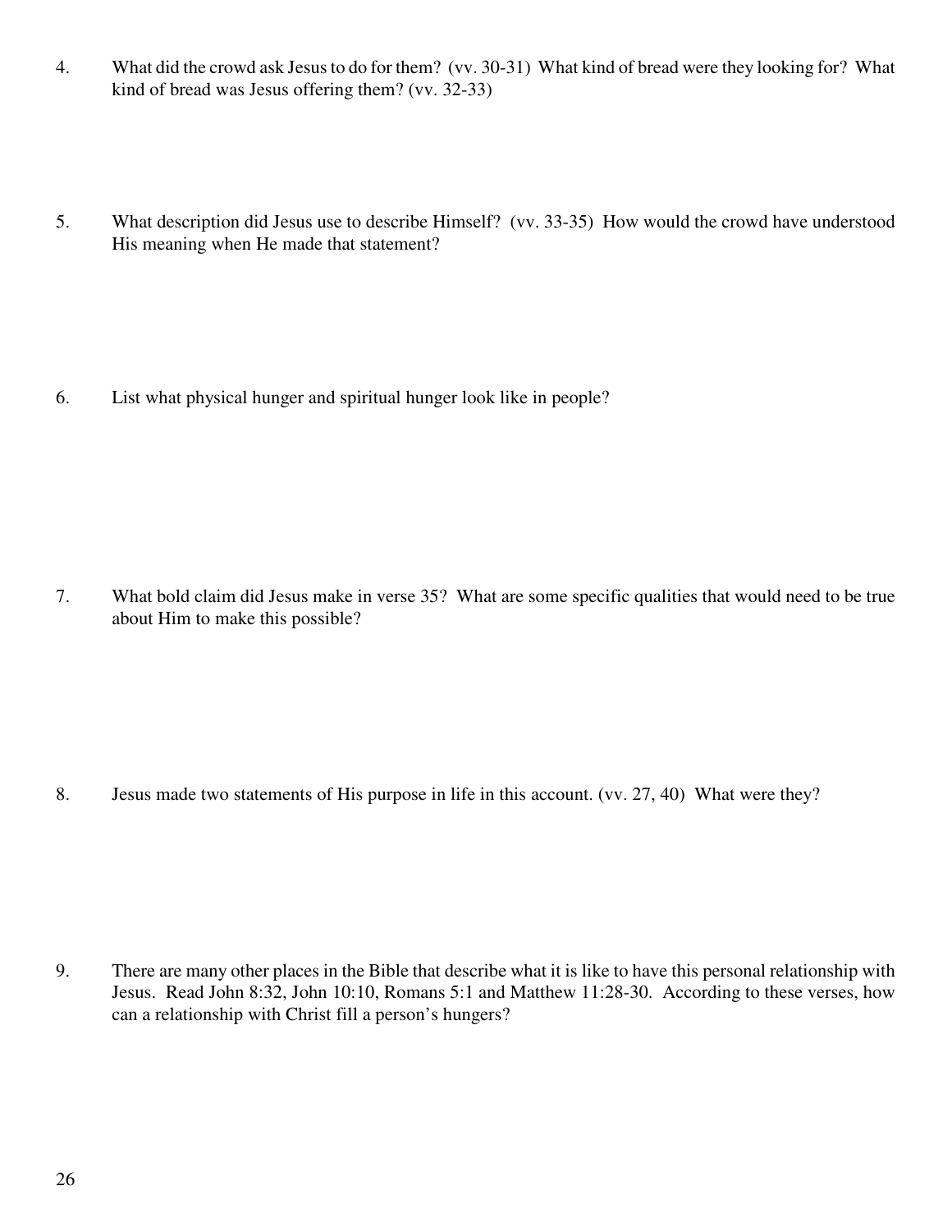4. What did the crowd ask Jesus to do for them? (vv. 30-31) What kind of bread were they looking for? What kind of bread was Jesus offering them? (vv. 32-33)

5. What description did Jesus use to describe Himself? (vv. 33-35) How would the crowd have understood His meaning when He made that statement?

6. List what physical hunger and spiritual hunger look like in people?

7. What bold claim did Jesus make in verse 35? What are some specific qualities that would need to be true about Him to make this possible?

8. Jesus made two statements of His purpose in life in this account. (vv. 27, 40) What were they?

9. There are many other places in the Bible that describe what it is like to have this personal relationship with Jesus. Read John 8:32, John 10:10, Romans 5:1 and Matthew 11:28-30. According to these verses, how can a relationship with Christ fill a person's hungers?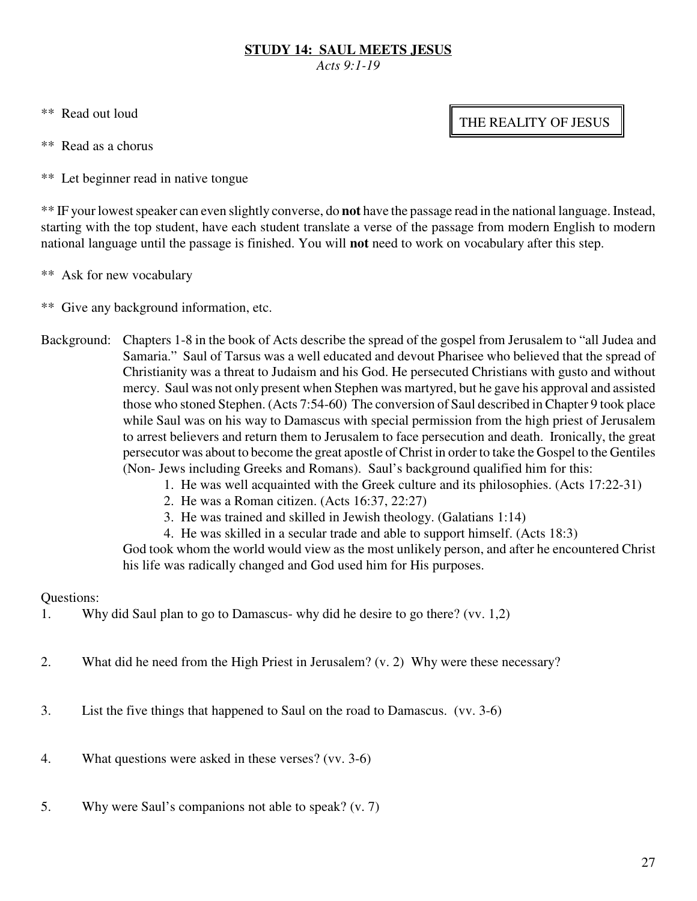## STUDY 14: SAUL MEETS JESUS

*Acts 9:1-19*

THE REALITY OF JESUS

** Read out loud

** Read as a chorus

** Let beginner read in native tongue

** IF your lowest speaker can even slightly converse, do **not** have the passage read in the national language. Instead, starting with the top student, have each student translate a verse of the passage from modern English to modern national language until the passage is finished. You will **not** need to work on vocabulary after this step.

** Ask for new vocabulary

** Give any background information, etc.

Background: Chapters 1-8 in the book of Acts describe the spread of the gospel from Jerusalem to "all Judea and Samaria." Saul of Tarsus was a well educated and devout Pharisee who believed that the spread of Christianity was a threat to Judaism and his God. He persecuted Christians with gusto and without mercy. Saul was not only present when Stephen was martyred, but he gave his approval and assisted those who stoned Stephen. (Acts 7:54-60) The conversion of Saul described in Chapter 9 took place while Saul was on his way to Damascus with special permission from the high priest of Jerusalem to arrest believers and return them to Jerusalem to face persecution and death. Ironically, the great persecutor was about to become the great apostle of Christ in order to take the Gospel to the Gentiles (Non- Jews including Greeks and Romans). Saul's background qualified him for this:

1. He was well acquainted with the Greek culture and its philosophies. (Acts 17:22-31)
2. He was a Roman citizen. (Acts 16:37, 22:27)
3. He was trained and skilled in Jewish theology. (Galatians 1:14)
4. He was skilled in a secular trade and able to support himself. (Acts 18:3)

God took whom the world would view as the most unlikely person, and after he encountered Christ his life was radically changed and God used him for His purposes.

Questions:

1. Why did Saul plan to go to Damascus- why did he desire to go there? (vv. 1,2)

2. What did he need from the High Priest in Jerusalem? (v. 2) Why were these necessary?

3. List the five things that happened to Saul on the road to Damascus. (vv. 3-6)

4. What questions were asked in these verses? (vv. 3-6)

5. Why were Saul's companions not able to speak? (v. 7)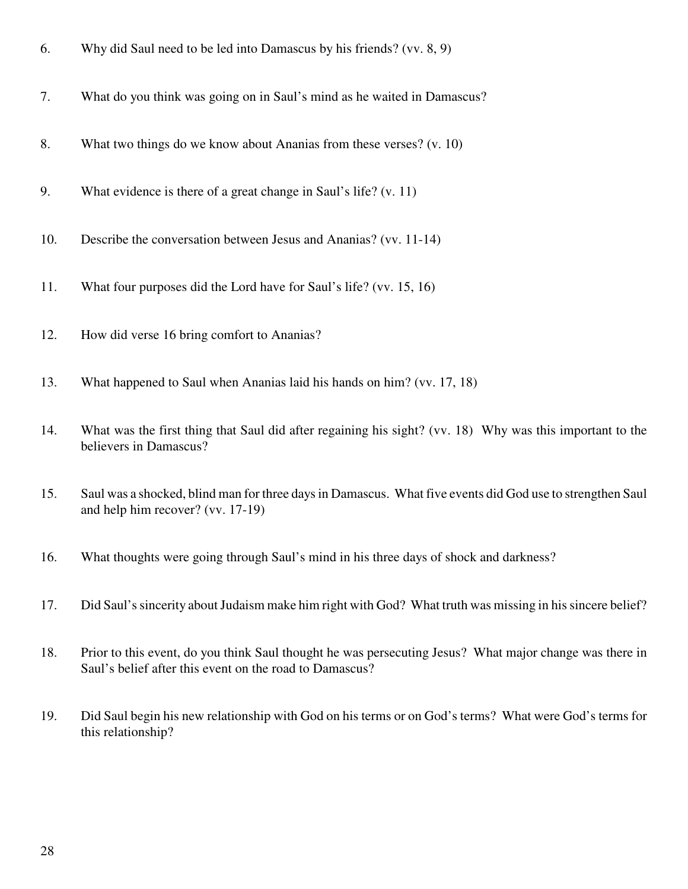6. Why did Saul need to be led into Damascus by his friends? (vv. 8, 9)

7. What do you think was going on in Saul's mind as he waited in Damascus?

8. What two things do we know about Ananias from these verses? (v. 10)

9. What evidence is there of a great change in Saul's life? (v. 11)

10. Describe the conversation between Jesus and Ananias? (vv. 11-14)

11. What four purposes did the Lord have for Saul's life? (vv. 15, 16)

12. How did verse 16 bring comfort to Ananias?

13. What happened to Saul when Ananias laid his hands on him? (vv. 17, 18)

14. What was the first thing that Saul did after regaining his sight? (vv. 18) Why was this important to the believers in Damascus?

15. Saul was a shocked, blind man for three days in Damascus. What five events did God use to strengthen Saul and help him recover? (vv. 17-19)

16. What thoughts were going through Saul's mind in his three days of shock and darkness?

17. Did Saul's sincerity about Judaism make him right with God? What truth was missing in his sincere belief?

18. Prior to this event, do you think Saul thought he was persecuting Jesus? What major change was there in Saul's belief after this event on the road to Damascus?

19. Did Saul begin his new relationship with God on his terms or on God's terms? What were God's terms for this relationship?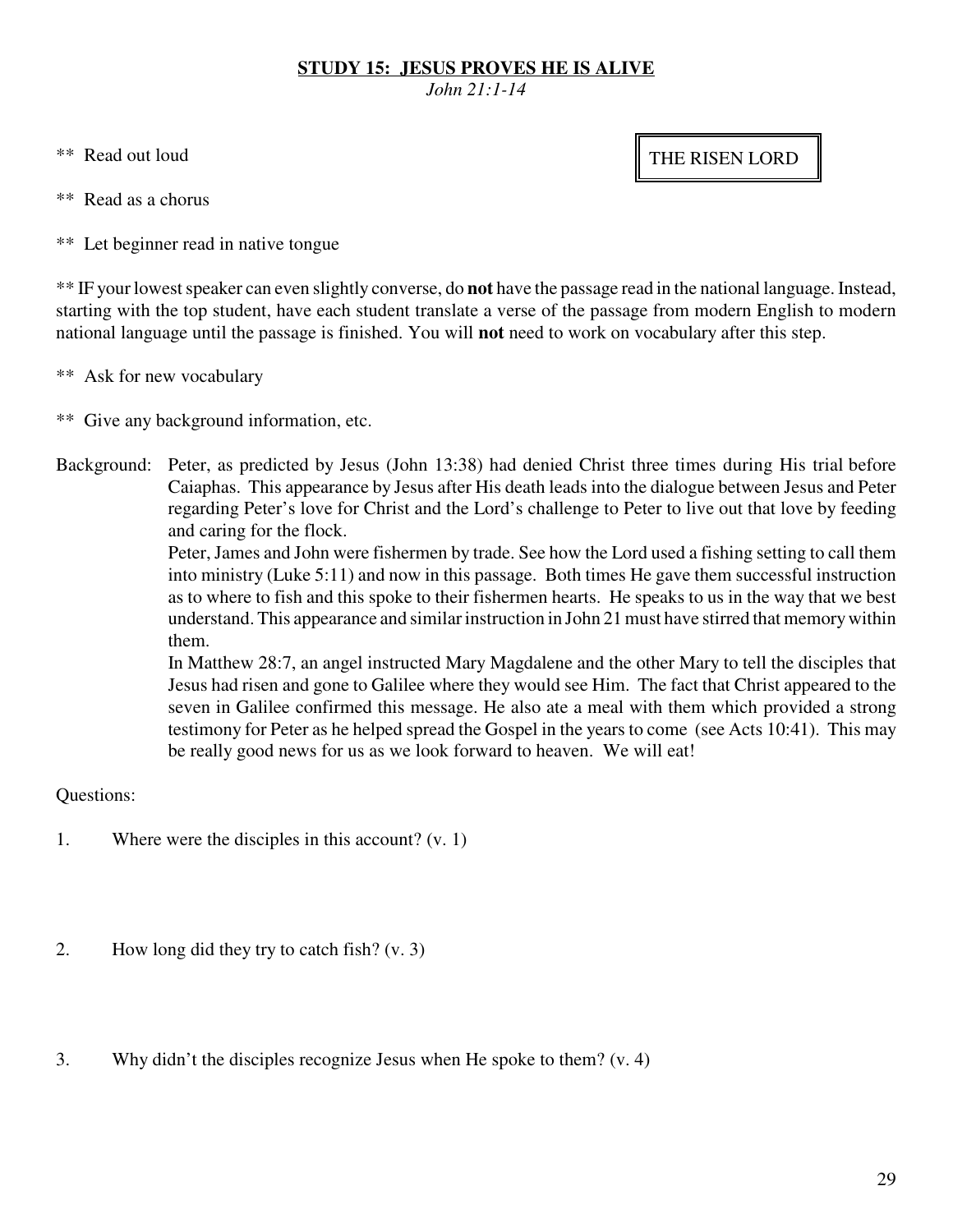# STUDY 15: JESUS PROVES HE IS ALIVE

*John 21:1-14*

THE RISEN LORD

** Read out loud

** Read as a chorus

** Let beginner read in native tongue

** IF your lowest speaker can even slightly converse, do **not** have the passage read in the national language. Instead, starting with the top student, have each student translate a verse of the passage from modern English to modern national language until the passage is finished. You will **not** need to work on vocabulary after this step.

** Ask for new vocabulary

** Give any background information, etc.

Background: Peter, as predicted by Jesus (John 13:38) had denied Christ three times during His trial before Caiaphas. This appearance by Jesus after His death leads into the dialogue between Jesus and Peter regarding Peter's love for Christ and the Lord's challenge to Peter to live out that love by feeding and caring for the flock.

Peter, James and John were fishermen by trade. See how the Lord used a fishing setting to call them into ministry (Luke 5:11) and now in this passage. Both times He gave them successful instruction as to where to fish and this spoke to their fishermen hearts. He speaks to us in the way that we best understand. This appearance and similar instruction in John 21 must have stirred that memory within them.

In Matthew 28:7, an angel instructed Mary Magdalene and the other Mary to tell the disciples that Jesus had risen and gone to Galilee where they would see Him. The fact that Christ appeared to the seven in Galilee confirmed this message. He also ate a meal with them which provided a strong testimony for Peter as he helped spread the Gospel in the years to come (see Acts 10:41). This may be really good news for us as we look forward to heaven. We will eat!

Questions:

1. Where were the disciples in this account? (v. 1)

2. How long did they try to catch fish? (v. 3)

3. Why didn't the disciples recognize Jesus when He spoke to them? (v. 4)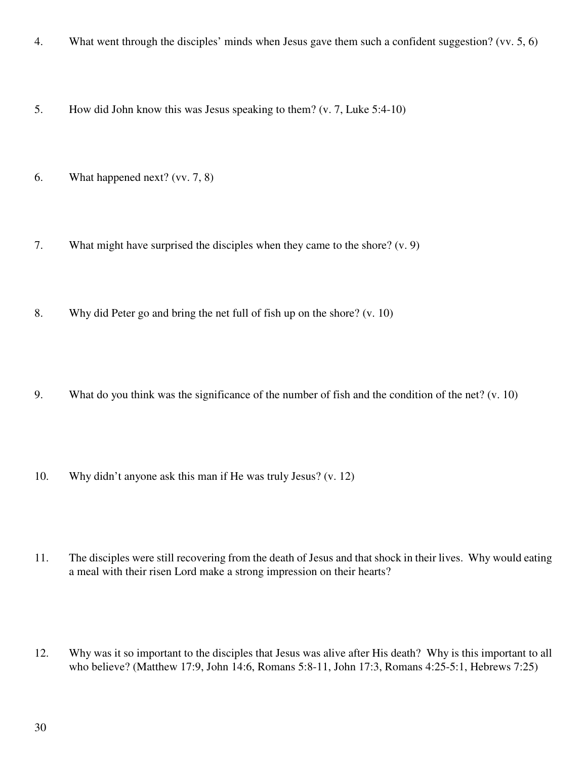4. What went through the disciples' minds when Jesus gave them such a confident suggestion? (vv. 5, 6)

5. How did John know this was Jesus speaking to them? (v. 7, Luke 5:4-10)

6. What happened next? (vv. 7, 8)

7. What might have surprised the disciples when they came to the shore? (v. 9)

8. Why did Peter go and bring the net full of fish up on the shore? (v. 10)

9. What do you think was the significance of the number of fish and the condition of the net? (v. 10)

10. Why didn't anyone ask this man if He was truly Jesus? (v. 12)

11. The disciples were still recovering from the death of Jesus and that shock in their lives. Why would eating a meal with their risen Lord make a strong impression on their hearts?

12. Why was it so important to the disciples that Jesus was alive after His death? Why is this important to all who believe? (Matthew 17:9, John 14:6, Romans 5:8-11, John 17:3, Romans 4:25-5:1, Hebrews 7:25)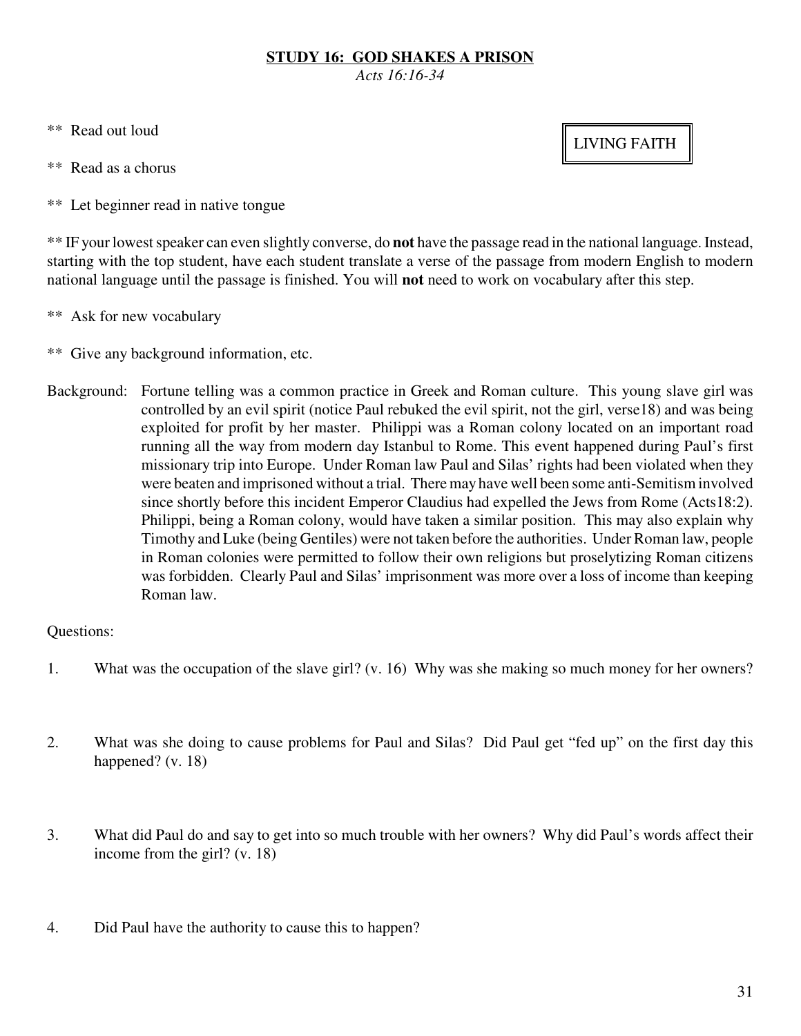## **STUDY 16: GOD SHAKES A PRISON**

*Acts 16:16-34*

LIVING FAITH

** Read out loud

** Read as a chorus

** Let beginner read in native tongue

** IF your lowest speaker can even slightly converse, do **not** have the passage read in the national language. Instead, starting with the top student, have each student translate a verse of the passage from modern English to modern national language until the passage is finished. You will **not** need to work on vocabulary after this step.

** Ask for new vocabulary

** Give any background information, etc.

Background: Fortune telling was a common practice in Greek and Roman culture. This young slave girl was controlled by an evil spirit (notice Paul rebuked the evil spirit, not the girl, verse18) and was being exploited for profit by her master. Philippi was a Roman colony located on an important road running all the way from modern day Istanbul to Rome. This event happened during Paul's first missionary trip into Europe. Under Roman law Paul and Silas' rights had been violated when they were beaten and imprisoned without a trial. There may have well been some anti-Semitism involved since shortly before this incident Emperor Claudius had expelled the Jews from Rome (Acts18:2). Philippi, being a Roman colony, would have taken a similar position. This may also explain why Timothy and Luke (being Gentiles) were not taken before the authorities. Under Roman law, people in Roman colonies were permitted to follow their own religions but proselytizing Roman citizens was forbidden. Clearly Paul and Silas' imprisonment was more over a loss of income than keeping Roman law.

Questions:

1. What was the occupation of the slave girl? (v. 16) Why was she making so much money for her owners?

2. What was she doing to cause problems for Paul and Silas? Did Paul get "fed up" on the first day this happened? (v. 18)

3. What did Paul do and say to get into so much trouble with her owners? Why did Paul's words affect their income from the girl? (v. 18)

4. Did Paul have the authority to cause this to happen?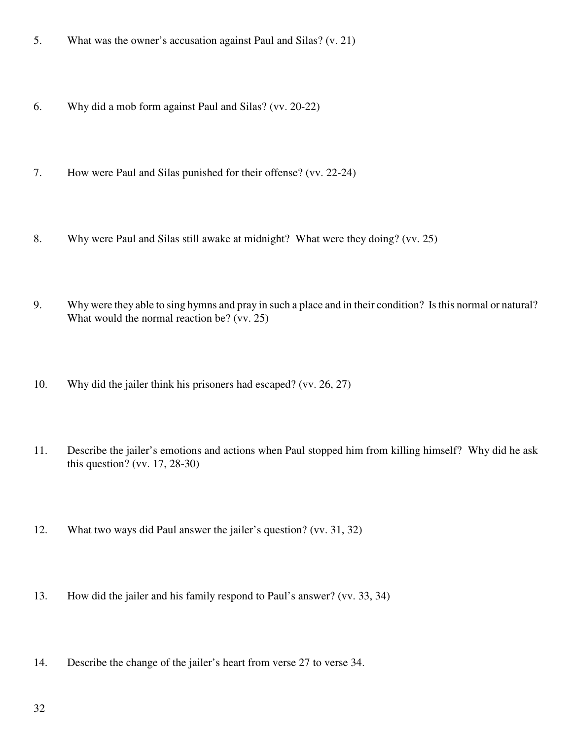5. What was the owner's accusation against Paul and Silas? (v. 21)

6. Why did a mob form against Paul and Silas? (vv. 20-22)

7. How were Paul and Silas punished for their offense? (vv. 22-24)

8. Why were Paul and Silas still awake at midnight? What were they doing? (vv. 25)

9. Why were they able to sing hymns and pray in such a place and in their condition? Is this normal or natural? What would the normal reaction be? (vv. 25)

10. Why did the jailer think his prisoners had escaped? (vv. 26, 27)

11. Describe the jailer's emotions and actions when Paul stopped him from killing himself? Why did he ask this question? (vv. 17, 28-30)

12. What two ways did Paul answer the jailer's question? (vv. 31, 32)

13. How did the jailer and his family respond to Paul's answer? (vv. 33, 34)

14. Describe the change of the jailer's heart from verse 27 to verse 34.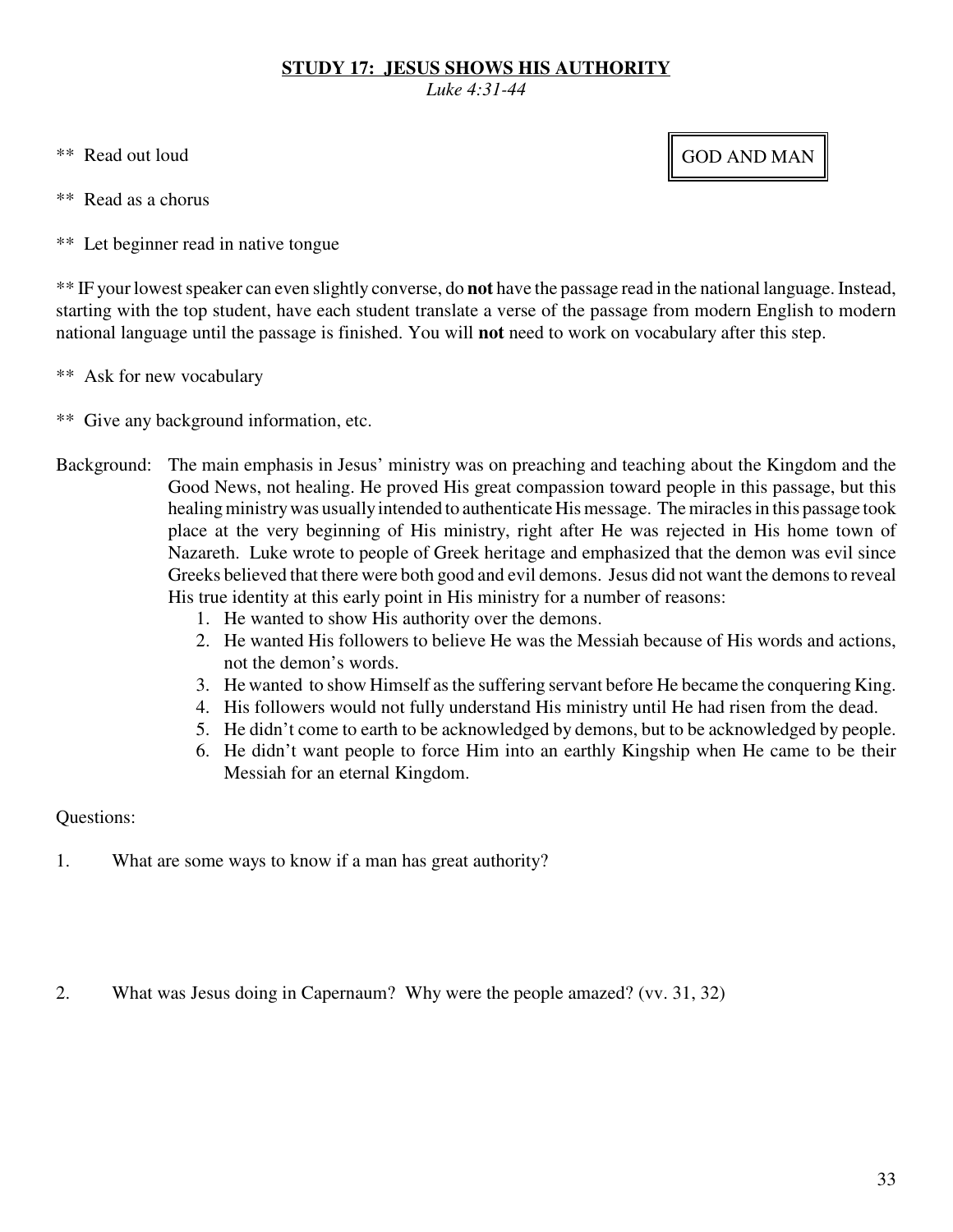## STUDY 17: JESUS SHOWS HIS AUTHORITY

*Luke 4:31-44*

GOD AND MAN

** Read out loud

** Read as a chorus

** Let beginner read in native tongue

** IF your lowest speaker can even slightly converse, do **not** have the passage read in the national language. Instead, starting with the top student, have each student translate a verse of the passage from modern English to modern national language until the passage is finished. You will **not** need to work on vocabulary after this step.

** Ask for new vocabulary

** Give any background information, etc.

Background: The main emphasis in Jesus' ministry was on preaching and teaching about the Kingdom and the Good News, not healing. He proved His great compassion toward people in this passage, but this healing ministry was usually intended to authenticate His message. The miracles in this passage took place at the very beginning of His ministry, right after He was rejected in His home town of Nazareth. Luke wrote to people of Greek heritage and emphasized that the demon was evil since Greeks believed that there were both good and evil demons. Jesus did not want the demons to reveal His true identity at this early point in His ministry for a number of reasons:

1. He wanted to show His authority over the demons.
2. He wanted His followers to believe He was the Messiah because of His words and actions, not the demon's words.
3. He wanted to show Himself as the suffering servant before He became the conquering King.
4. His followers would not fully understand His ministry until He had risen from the dead.
5. He didn't come to earth to be acknowledged by demons, but to be acknowledged by people.
6. He didn't want people to force Him into an earthly Kingship when He came to be their Messiah for an eternal Kingdom.

Questions:

1. What are some ways to know if a man has great authority?

2. What was Jesus doing in Capernaum? Why were the people amazed? (vv. 31, 32)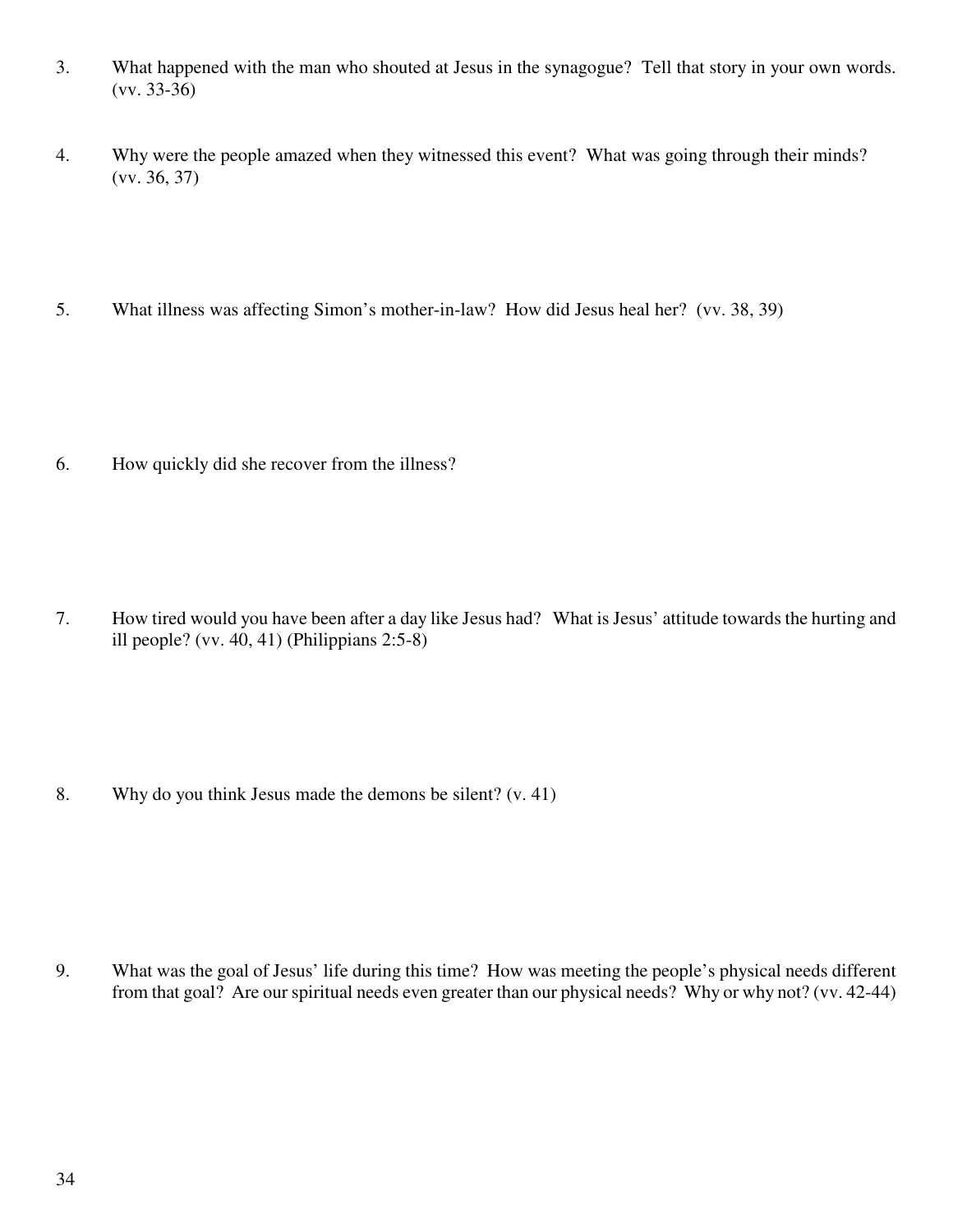3. What happened with the man who shouted at Jesus in the synagogue? Tell that story in your own words. (vv. 33-36)

4. Why were the people amazed when they witnessed this event? What was going through their minds? (vv. 36, 37)

5. What illness was affecting Simon's mother-in-law? How did Jesus heal her? (vv. 38, 39)

6. How quickly did she recover from the illness?

7. How tired would you have been after a day like Jesus had? What is Jesus' attitude towards the hurting and ill people? (vv. 40, 41) (Philippians 2:5-8)

8. Why do you think Jesus made the demons be silent? (v. 41)

9. What was the goal of Jesus' life during this time? How was meeting the people's physical needs different from that goal? Are our spiritual needs even greater than our physical needs? Why or why not? (vv. 42-44)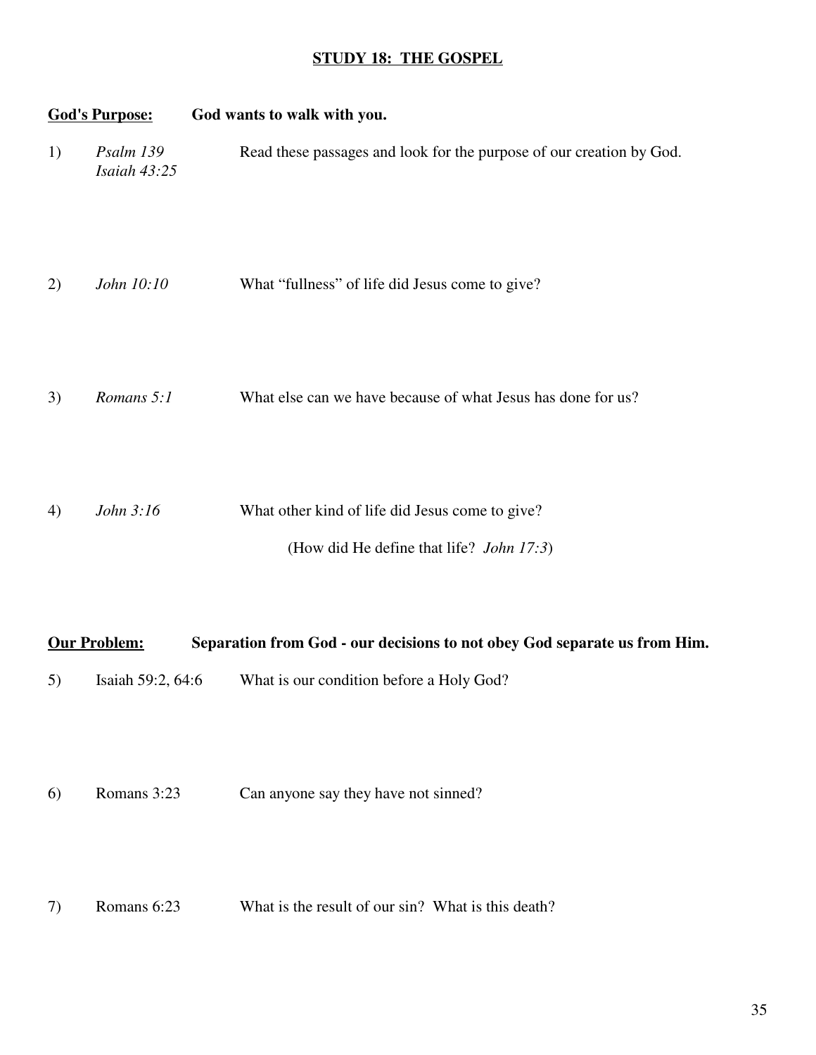# STUDY 18: THE GOSPEL

**God's Purpose:** **God wants to walk with you.**

1) *Psalm 139*
*Isaiah 43:25*
Read these passages and look for the purpose of our creation by God.

2) *John 10:10* What "fullness" of life did Jesus come to give?

3) *Romans 5:1* What else can we have because of what Jesus has done for us?

4) *John 3:16* What other kind of life did Jesus come to give?

(How did He define that life? *John 17:3*)

**Our Problem:** **Separation from God - our decisions to not obey God separate us from Him.**

5) Isaiah 59:2, 64:6 What is our condition before a Holy God?

6) Romans 3:23 Can anyone say they have not sinned?

7) Romans 6:23 What is the result of our sin? What is this death?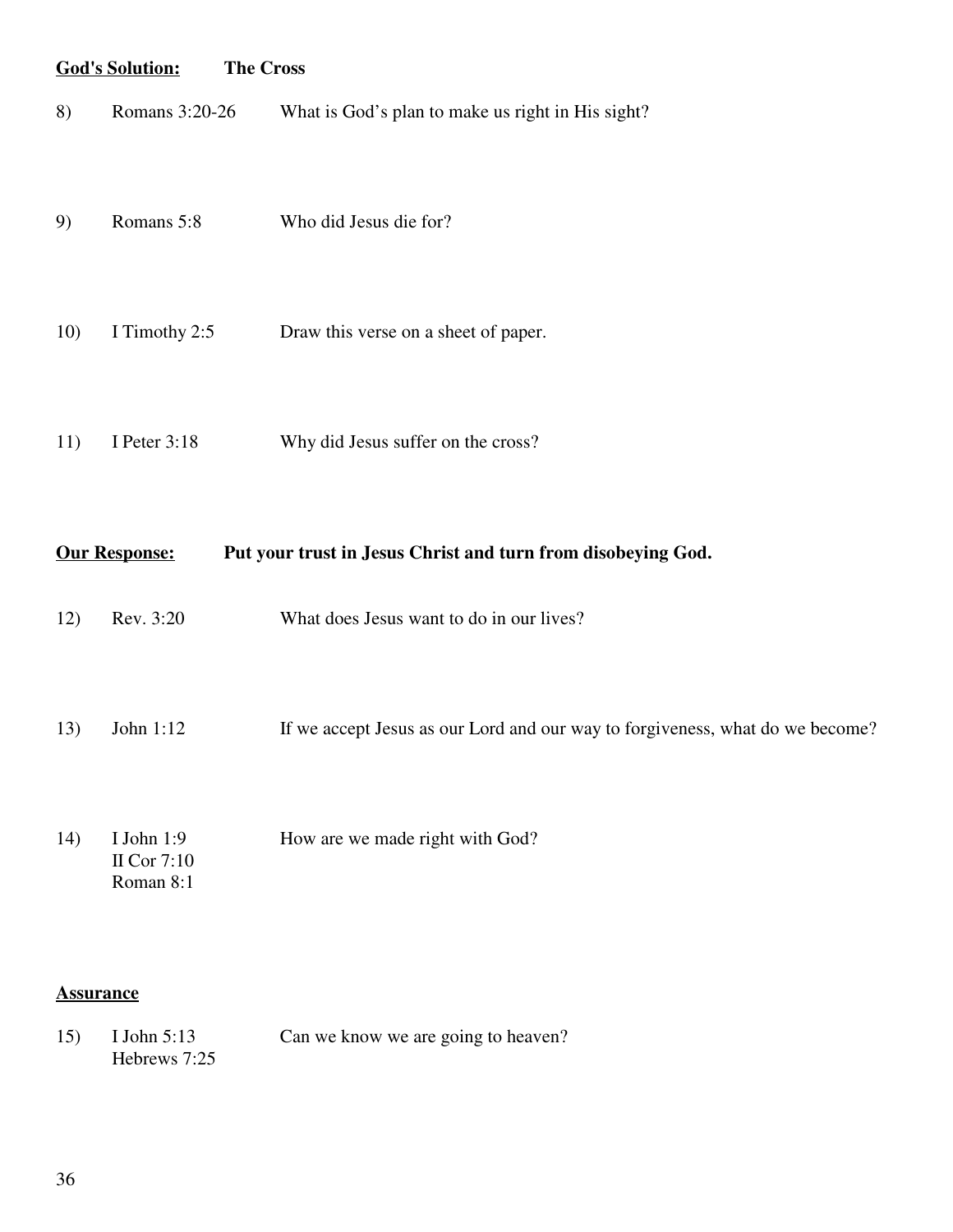**<u>God's Solution:</u>** **The Cross**

8) Romans 3:20-26 — What is God's plan to make us right in His sight?

9) Romans 5:8 — Who did Jesus die for?

10) I Timothy 2:5 — Draw this verse on a sheet of paper.

11) I Peter 3:18 — Why did Jesus suffer on the cross?

**<u>Our Response:</u>** **Put your trust in Jesus Christ and turn from disobeying God.**

12) Rev. 3:20 — What does Jesus want to do in our lives?

13) John 1:12 — If we accept Jesus as our Lord and our way to forgiveness, what do we become?

14) I John 1:9, II Cor 7:10, Roman 8:1 — How are we made right with God?

**<u>Assurance</u>**

15) I John 5:13, Hebrews 7:25 — Can we know we are going to heaven?